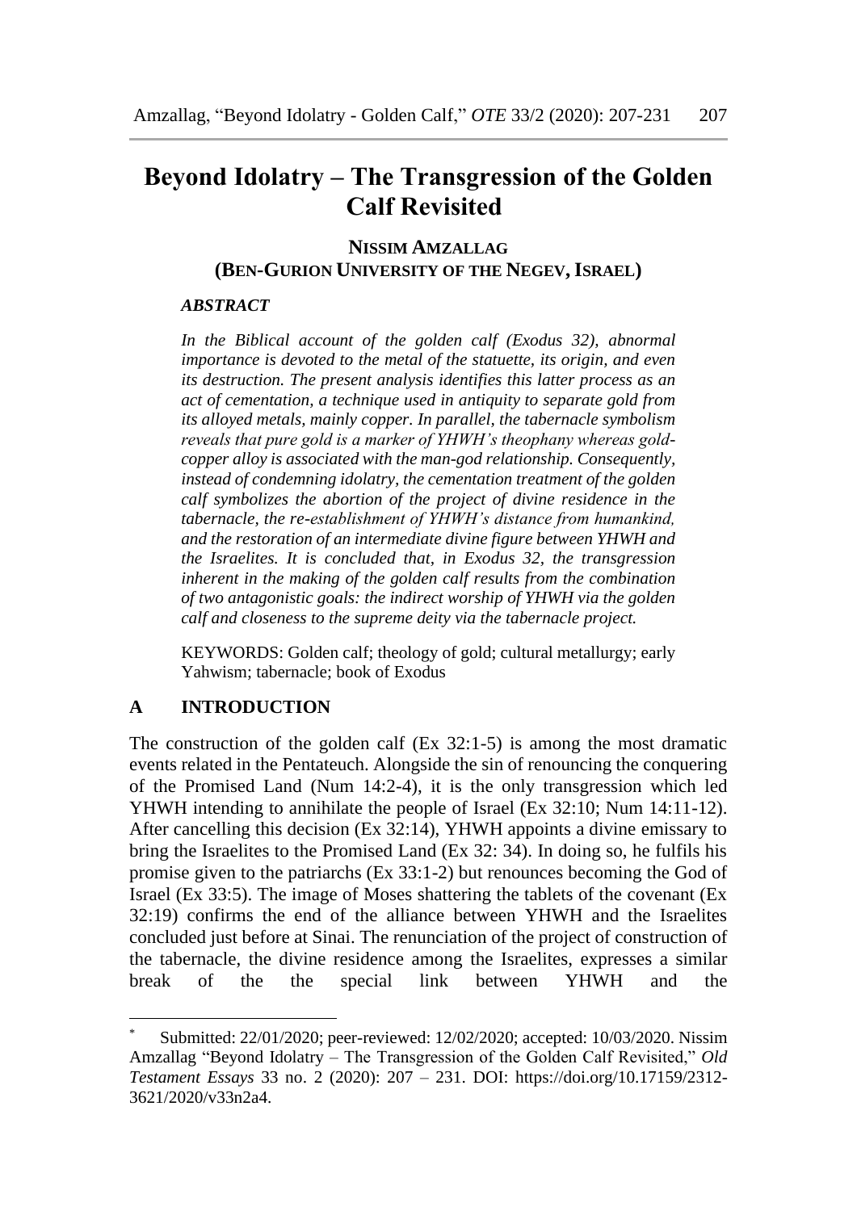# Beyond Idolatry – The Transgression of the Golden Calf Revisited

**NISSIM AMZALLAG**
**(BEN-GURION UNIVERSITY OF THE NEGEV, ISRAEL)**

***ABSTRACT***

*In the Biblical account of the golden calf (Exodus 32), abnormal importance is devoted to the metal of the statuette, its origin, and even its destruction. The present analysis identifies this latter process as an act of cementation, a technique used in antiquity to separate gold from its alloyed metals, mainly copper. In parallel, the tabernacle symbolism reveals that pure gold is a marker of YHWH's theophany whereas gold-copper alloy is associated with the man-god relationship. Consequently, instead of condemning idolatry, the cementation treatment of the golden calf symbolizes the abortion of the project of divine residence in the tabernacle, the re-establishment of YHWH's distance from humankind, and the restoration of an intermediate divine figure between YHWH and the Israelites. It is concluded that, in Exodus 32, the transgression inherent in the making of the golden calf results from the combination of two antagonistic goals: the indirect worship of YHWH via the golden calf and closeness to the supreme deity via the tabernacle project.*

KEYWORDS: Golden calf; theology of gold; cultural metallurgy; early Yahwism; tabernacle; book of Exodus

## A INTRODUCTION

The construction of the golden calf (Ex 32:1-5) is among the most dramatic events related in the Pentateuch. Alongside the sin of renouncing the conquering of the Promised Land (Num 14:2-4), it is the only transgression which led YHWH intending to annihilate the people of Israel (Ex 32:10; Num 14:11-12). After cancelling this decision (Ex 32:14), YHWH appoints a divine emissary to bring the Israelites to the Promised Land (Ex 32: 34). In doing so, he fulfils his promise given to the patriarchs (Ex 33:1-2) but renounces becoming the God of Israel (Ex 33:5). The image of Moses shattering the tablets of the covenant (Ex 32:19) confirms the end of the alliance between YHWH and the Israelites concluded just before at Sinai. The renunciation of the project of construction of the tabernacle, the divine residence among the Israelites, expresses a similar break of the the special link between YHWH and the

---

[*] Submitted: 22/01/2020; peer-reviewed: 12/02/2020; accepted: 10/03/2020. Nissim Amzallag "Beyond Idolatry – The Transgression of the Golden Calf Revisited," *Old Testament Essays* 33 no. 2 (2020): 207 – 231. DOI: https://doi.org/10.17159/2312-3621/2020/v33n2a4.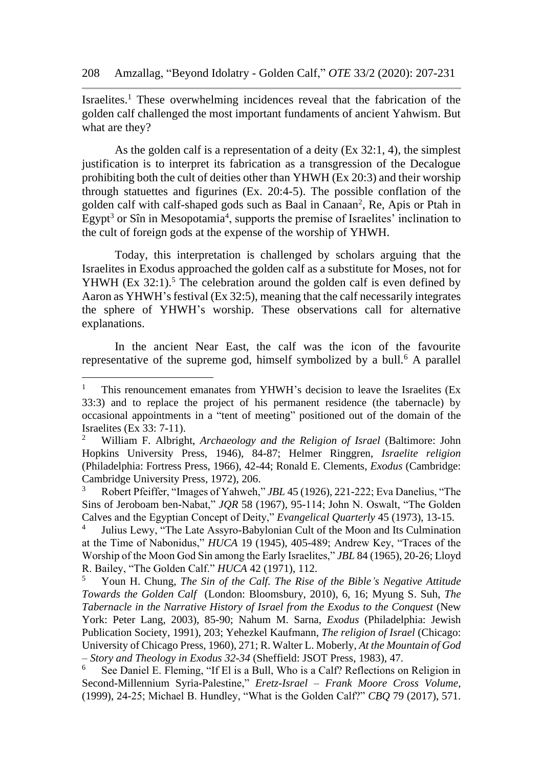Israelites.[1] These overwhelming incidences reveal that the fabrication of the golden calf challenged the most important fundaments of ancient Yahwism. But what are they?

As the golden calf is a representation of a deity (Ex 32:1, 4), the simplest justification is to interpret its fabrication as a transgression of the Decalogue prohibiting both the cult of deities other than YHWH (Ex 20:3) and their worship through statuettes and figurines (Ex. 20:4-5). The possible conflation of the golden calf with calf-shaped gods such as Baal in Canaan[2], Re, Apis or Ptah in Egypt[3] or Sîn in Mesopotamia[4], supports the premise of Israelites' inclination to the cult of foreign gods at the expense of the worship of YHWH.

Today, this interpretation is challenged by scholars arguing that the Israelites in Exodus approached the golden calf as a substitute for Moses, not for YHWH (Ex 32:1).[5] The celebration around the golden calf is even defined by Aaron as YHWH's festival (Ex 32:5), meaning that the calf necessarily integrates the sphere of YHWH's worship. These observations call for alternative explanations.

In the ancient Near East, the calf was the icon of the favourite representative of the supreme god, himself symbolized by a bull.[6] A parallel

---

[1] This renouncement emanates from YHWH's decision to leave the Israelites (Ex 33:3) and to replace the project of his permanent residence (the tabernacle) by occasional appointments in a "tent of meeting" positioned out of the domain of the Israelites (Ex 33: 7-11).

[2] William F. Albright, *Archaeology and the Religion of Israel* (Baltimore: John Hopkins University Press, 1946), 84-87; Helmer Ringgren, *Israelite religion* (Philadelphia: Fortress Press, 1966), 42-44; Ronald E. Clements, *Exodus* (Cambridge: Cambridge University Press, 1972), 206.

[3] Robert Pfeiffer, "Images of Yahweh," *JBL* 45 (1926), 221-222; Eva Danelius, "The Sins of Jeroboam ben-Nabat," *JQR* 58 (1967), 95-114; John N. Oswalt, "The Golden Calves and the Egyptian Concept of Deity," *Evangelical Quarterly* 45 (1973), 13-15.

[4] Julius Lewy, "The Late Assyro-Babylonian Cult of the Moon and Its Culmination at the Time of Nabonidus," *HUCA* 19 (1945), 405-489; Andrew Key, "Traces of the Worship of the Moon God Sin among the Early Israelites," *JBL* 84 (1965), 20-26; Lloyd R. Bailey, "The Golden Calf." *HUCA* 42 (1971), 112.

[5] Youn H. Chung, *The Sin of the Calf. The Rise of the Bible's Negative Attitude Towards the Golden Calf* (London: Bloomsbury, 2010), 6, 16; Myung S. Suh, *The Tabernacle in the Narrative History of Israel from the Exodus to the Conquest* (New York: Peter Lang, 2003), 85-90; Nahum M. Sarna, *Exodus* (Philadelphia: Jewish Publication Society, 1991), 203; Yehezkel Kaufmann, *The religion of Israel* (Chicago: University of Chicago Press, 1960), 271; R. Walter L. Moberly, *At the Mountain of God – Story and Theology in Exodus 32-34* (Sheffield: JSOT Press, 1983), 47.

[6] See Daniel E. Fleming, "If El is a Bull, Who is a Calf? Reflections on Religion in Second-Millennium Syria-Palestine," *Eretz-Israel – Frank Moore Cross Volume*, (1999), 24-25; Michael B. Hundley, "What is the Golden Calf?" *CBQ* 79 (2017), 571.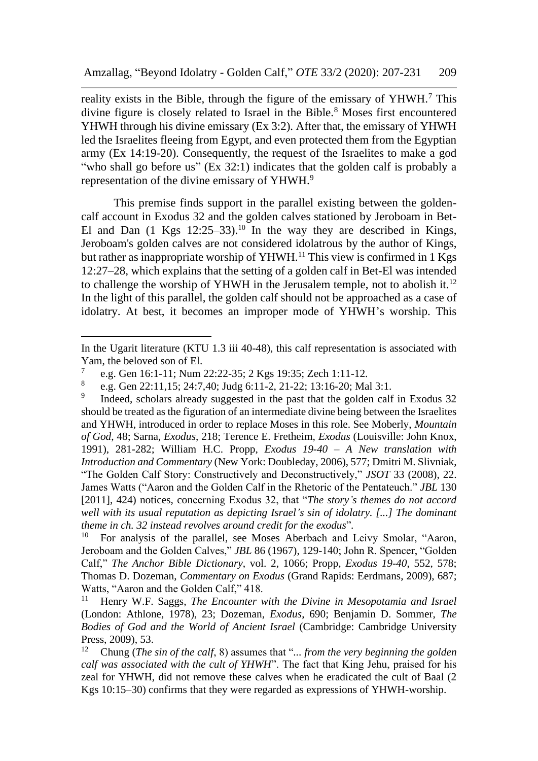reality exists in the Bible, through the figure of the emissary of YHWH.[7] This divine figure is closely related to Israel in the Bible.[8] Moses first encountered YHWH through his divine emissary (Ex 3:2). After that, the emissary of YHWH led the Israelites fleeing from Egypt, and even protected them from the Egyptian army (Ex 14:19-20). Consequently, the request of the Israelites to make a god "who shall go before us" (Ex 32:1) indicates that the golden calf is probably a representation of the divine emissary of YHWH.[9]

This premise finds support in the parallel existing between the golden-calf account in Exodus 32 and the golden calves stationed by Jeroboam in Bet-El and Dan (1 Kgs 12:25–33).[10] In the way they are described in Kings, Jeroboam's golden calves are not considered idolatrous by the author of Kings, but rather as inappropriate worship of YHWH.[11] This view is confirmed in 1 Kgs 12:27–28, which explains that the setting of a golden calf in Bet-El was intended to challenge the worship of YHWH in the Jerusalem temple, not to abolish it.[12] In the light of this parallel, the golden calf should not be approached as a case of idolatry. At best, it becomes an improper mode of YHWH's worship. This

---

In the Ugarit literature (KTU 1.3 iii 40-48), this calf representation is associated with Yam, the beloved son of El.

[7] e.g. Gen 16:1-11; Num 22:22-35; 2 Kgs 19:35; Zech 1:11-12.

[8] e.g. Gen 22:11,15; 24:7,40; Judg 6:11-2, 21-22; 13:16-20; Mal 3:1.

[9] Indeed, scholars already suggested in the past that the golden calf in Exodus 32 should be treated as the figuration of an intermediate divine being between the Israelites and YHWH, introduced in order to replace Moses in this role. See Moberly, *Mountain of God*, 48; Sarna, *Exodus*, 218; Terence E. Fretheim, *Exodus* (Louisville: John Knox, 1991), 281-282; William H.C. Propp, *Exodus 19-40 – A New translation with Introduction and Commentary* (New York: Doubleday, 2006), 577; Dmitri M. Slivniak, "The Golden Calf Story: Constructively and Deconstructively," *JSOT* 33 (2008), 22. James Watts ("Aaron and the Golden Calf in the Rhetoric of the Pentateuch." *JBL* 130 [2011], 424) notices, concerning Exodus 32, that "*The story's themes do not accord well with its usual reputation as depicting Israel's sin of idolatry. [...] The dominant theme in ch. 32 instead revolves around credit for the exodus*".

[10] For analysis of the parallel, see Moses Aberbach and Leivy Smolar, "Aaron, Jeroboam and the Golden Calves," *JBL* 86 (1967), 129-140; John R. Spencer, "Golden Calf," *The Anchor Bible Dictionary*, vol. 2, 1066; Propp, *Exodus 19-40*, 552, 578; Thomas D. Dozeman, *Commentary on Exodus* (Grand Rapids: Eerdmans, 2009), 687; Watts, "Aaron and the Golden Calf," 418.

[11] Henry W.F. Saggs, *The Encounter with the Divine in Mesopotamia and Israel* (London: Athlone, 1978), 23; Dozeman, *Exodus*, 690; Benjamin D. Sommer, *The Bodies of God and the World of Ancient Israel* (Cambridge: Cambridge University Press, 2009), 53.

[12] Chung (*The sin of the calf*, 8) assumes that "*... from the very beginning the golden calf was associated with the cult of YHWH*". The fact that King Jehu, praised for his zeal for YHWH, did not remove these calves when he eradicated the cult of Baal (2 Kgs 10:15–30) confirms that they were regarded as expressions of YHWH-worship.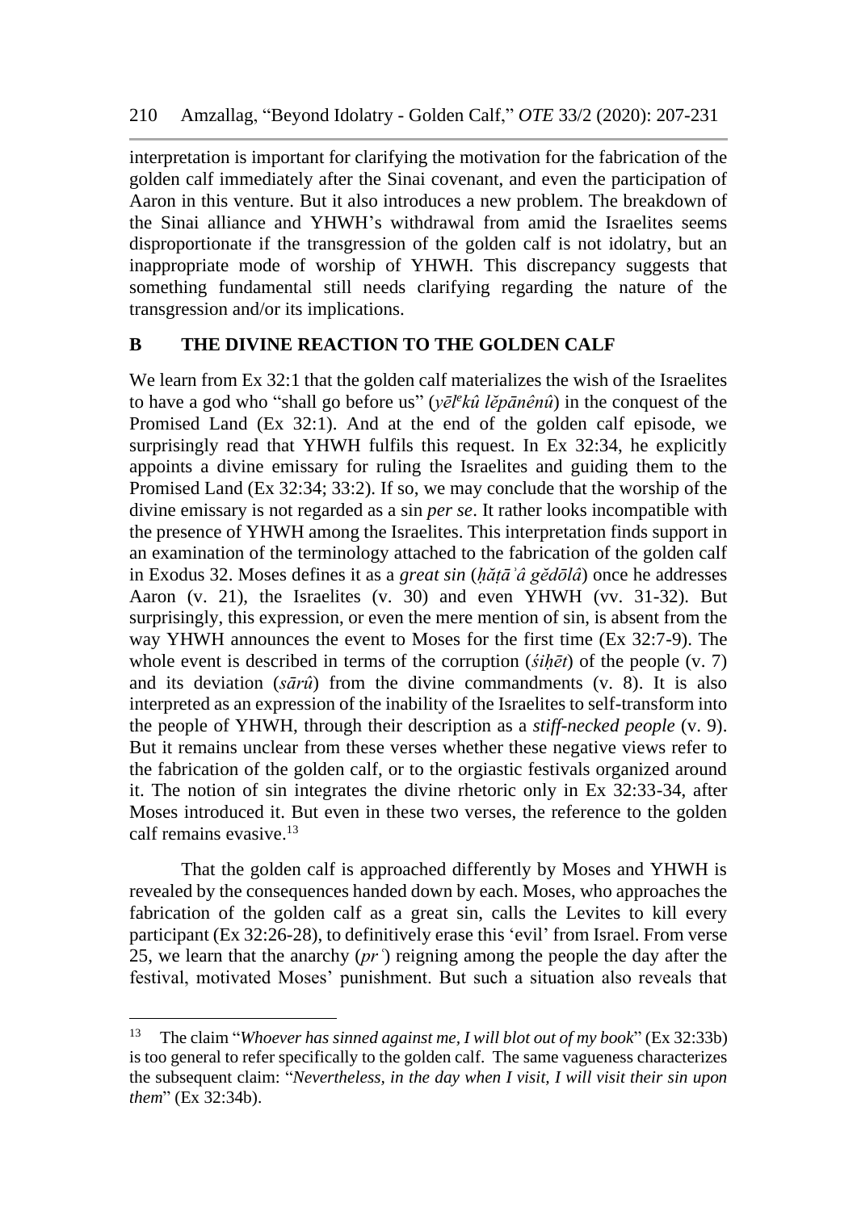interpretation is important for clarifying the motivation for the fabrication of the golden calf immediately after the Sinai covenant, and even the participation of Aaron in this venture. But it also introduces a new problem. The breakdown of the Sinai alliance and YHWH's withdrawal from amid the Israelites seems disproportionate if the transgression of the golden calf is not idolatry, but an inappropriate mode of worship of YHWH. This discrepancy suggests that something fundamental still needs clarifying regarding the nature of the transgression and/or its implications.

## B THE DIVINE REACTION TO THE GOLDEN CALF

We learn from Ex 32:1 that the golden calf materializes the wish of the Israelites to have a god who "shall go before us" (*yēlᵉkû lĕpānênû*) in the conquest of the Promised Land (Ex 32:1). And at the end of the golden calf episode, we surprisingly read that YHWH fulfils this request. In Ex 32:34, he explicitly appoints a divine emissary for ruling the Israelites and guiding them to the Promised Land (Ex 32:34; 33:2). If so, we may conclude that the worship of the divine emissary is not regarded as a sin *per se*. It rather looks incompatible with the presence of YHWH among the Israelites. This interpretation finds support in an examination of the terminology attached to the fabrication of the golden calf in Exodus 32. Moses defines it as a *great sin* (*ḥăṭāʾâ gĕdōlâ*) once he addresses Aaron (v. 21), the Israelites (v. 30) and even YHWH (vv. 31-32). But surprisingly, this expression, or even the mere mention of sin, is absent from the way YHWH announces the event to Moses for the first time (Ex 32:7-9). The whole event is described in terms of the corruption (*śiḥēt*) of the people (v. 7) and its deviation (*sārû*) from the divine commandments (v. 8). It is also interpreted as an expression of the inability of the Israelites to self-transform into the people of YHWH, through their description as a *stiff-necked people* (v. 9). But it remains unclear from these verses whether these negative views refer to the fabrication of the golden calf, or to the orgiastic festivals organized around it. The notion of sin integrates the divine rhetoric only in Ex 32:33-34, after Moses introduced it. But even in these two verses, the reference to the golden calf remains evasive.[13]

That the golden calf is approached differently by Moses and YHWH is revealed by the consequences handed down by each. Moses, who approaches the fabrication of the golden calf as a great sin, calls the Levites to kill every participant (Ex 32:26-28), to definitively erase this 'evil' from Israel. From verse 25, we learn that the anarchy (*prʿ*) reigning among the people the day after the festival, motivated Moses' punishment. But such a situation also reveals that

---

[13] The claim "*Whoever has sinned against me, I will blot out of my book*" (Ex 32:33b) is too general to refer specifically to the golden calf. The same vagueness characterizes the subsequent claim: "*Nevertheless, in the day when I visit, I will visit their sin upon them*" (Ex 32:34b).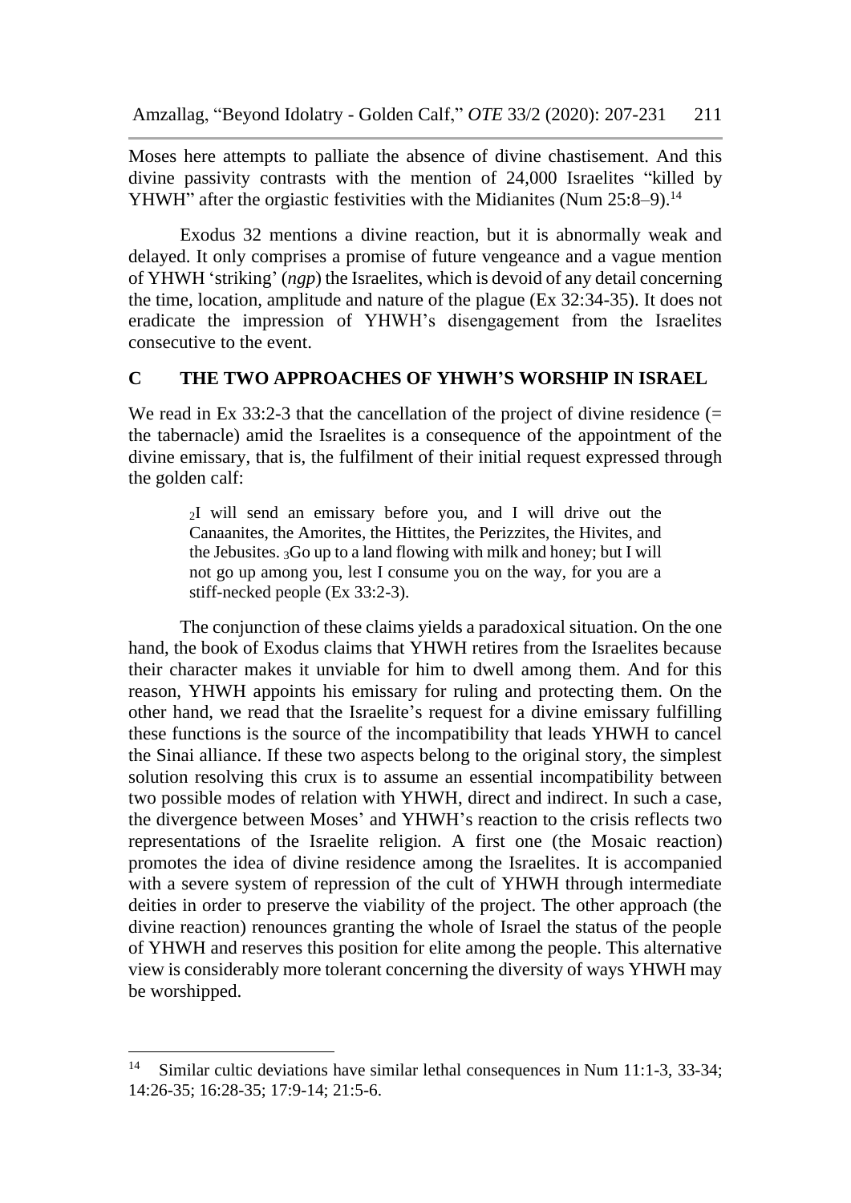Moses here attempts to palliate the absence of divine chastisement. And this divine passivity contrasts with the mention of 24,000 Israelites "killed by YHWH" after the orgiastic festivities with the Midianites (Num 25:8–9).[14]

Exodus 32 mentions a divine reaction, but it is abnormally weak and delayed. It only comprises a promise of future vengeance and a vague mention of YHWH 'striking' (*ngp*) the Israelites, which is devoid of any detail concerning the time, location, amplitude and nature of the plague (Ex 32:34-35). It does not eradicate the impression of YHWH's disengagement from the Israelites consecutive to the event.

## C THE TWO APPROACHES OF YHWH'S WORSHIP IN ISRAEL

We read in Ex 33:2-3 that the cancellation of the project of divine residence (= the tabernacle) amid the Israelites is a consequence of the appointment of the divine emissary, that is, the fulfilment of their initial request expressed through the golden calf:

> $_2$I will send an emissary before you, and I will drive out the Canaanites, the Amorites, the Hittites, the Perizzites, the Hivites, and the Jebusites. $_3$Go up to a land flowing with milk and honey; but I will not go up among you, lest I consume you on the way, for you are a stiff-necked people (Ex 33:2-3).

The conjunction of these claims yields a paradoxical situation. On the one hand, the book of Exodus claims that YHWH retires from the Israelites because their character makes it unviable for him to dwell among them. And for this reason, YHWH appoints his emissary for ruling and protecting them. On the other hand, we read that the Israelite's request for a divine emissary fulfilling these functions is the source of the incompatibility that leads YHWH to cancel the Sinai alliance. If these two aspects belong to the original story, the simplest solution resolving this crux is to assume an essential incompatibility between two possible modes of relation with YHWH, direct and indirect. In such a case, the divergence between Moses' and YHWH's reaction to the crisis reflects two representations of the Israelite religion. A first one (the Mosaic reaction) promotes the idea of divine residence among the Israelites. It is accompanied with a severe system of repression of the cult of YHWH through intermediate deities in order to preserve the viability of the project. The other approach (the divine reaction) renounces granting the whole of Israel the status of the people of YHWH and reserves this position for elite among the people. This alternative view is considerably more tolerant concerning the diversity of ways YHWH may be worshipped.

---

[14] Similar cultic deviations have similar lethal consequences in Num 11:1-3, 33-34; 14:26-35; 16:28-35; 17:9-14; 21:5-6.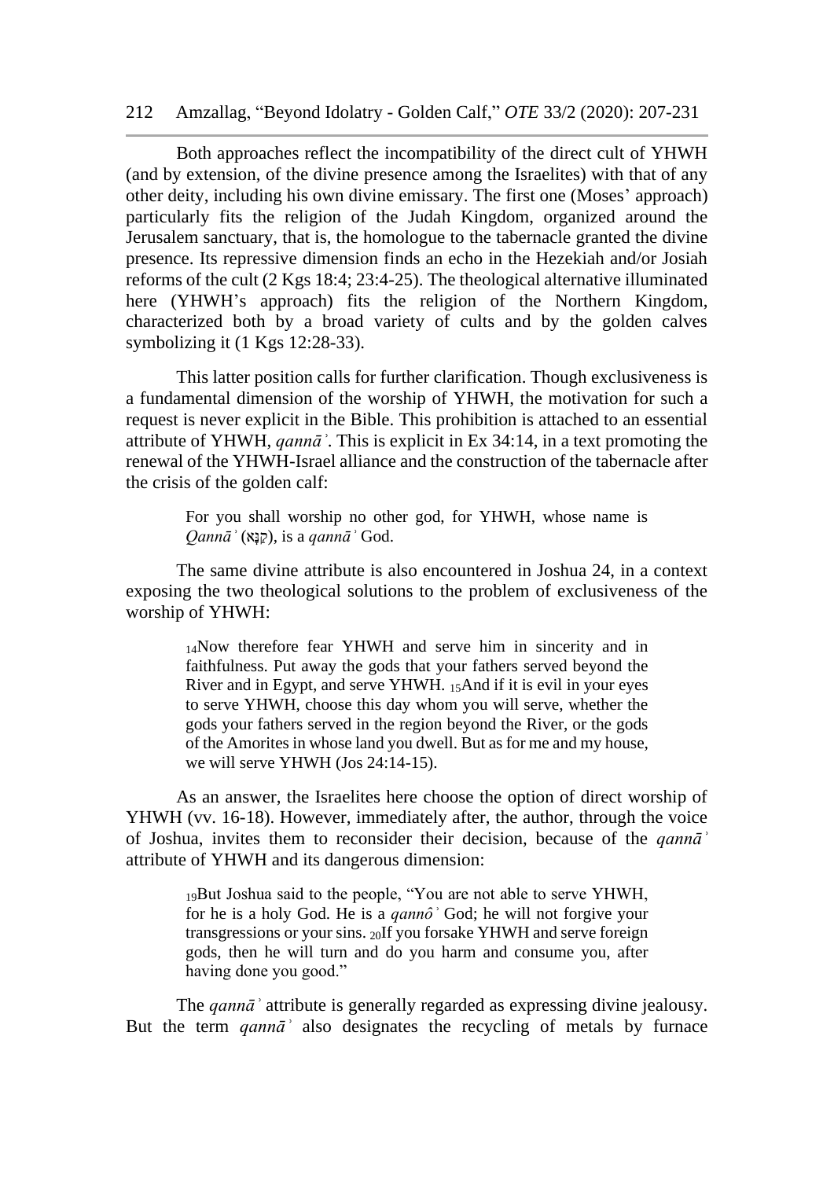Both approaches reflect the incompatibility of the direct cult of YHWH (and by extension, of the divine presence among the Israelites) with that of any other deity, including his own divine emissary. The first one (Moses' approach) particularly fits the religion of the Judah Kingdom, organized around the Jerusalem sanctuary, that is, the homologue to the tabernacle granted the divine presence. Its repressive dimension finds an echo in the Hezekiah and/or Josiah reforms of the cult (2 Kgs 18:4; 23:4-25). The theological alternative illuminated here (YHWH's approach) fits the religion of the Northern Kingdom, characterized both by a broad variety of cults and by the golden calves symbolizing it (1 Kgs 12:28-33).

This latter position calls for further clarification. Though exclusiveness is a fundamental dimension of the worship of YHWH, the motivation for such a request is never explicit in the Bible. This prohibition is attached to an essential attribute of YHWH, *qannāʾ*. This is explicit in Ex 34:14, in a text promoting the renewal of the YHWH-Israel alliance and the construction of the tabernacle after the crisis of the golden calf:

> For you shall worship no other god, for YHWH, whose name is *Qannāʾ* (קַנָּא), is a *qannāʾ* God.

The same divine attribute is also encountered in Joshua 24, in a context exposing the two theological solutions to the problem of exclusiveness of the worship of YHWH:

> 14Now therefore fear YHWH and serve him in sincerity and in faithfulness. Put away the gods that your fathers served beyond the River and in Egypt, and serve YHWH. 15And if it is evil in your eyes to serve YHWH, choose this day whom you will serve, whether the gods your fathers served in the region beyond the River, or the gods of the Amorites in whose land you dwell. But as for me and my house, we will serve YHWH (Jos 24:14-15).

As an answer, the Israelites here choose the option of direct worship of YHWH (vv. 16-18). However, immediately after, the author, through the voice of Joshua, invites them to reconsider their decision, because of the *qannāʾ* attribute of YHWH and its dangerous dimension:

> 19But Joshua said to the people, "You are not able to serve YHWH, for he is a holy God. He is a *qannôʾ* God; he will not forgive your transgressions or your sins. 20If you forsake YHWH and serve foreign gods, then he will turn and do you harm and consume you, after having done you good."

The *qannāʾ* attribute is generally regarded as expressing divine jealousy. But the term *qannāʾ* also designates the recycling of metals by furnace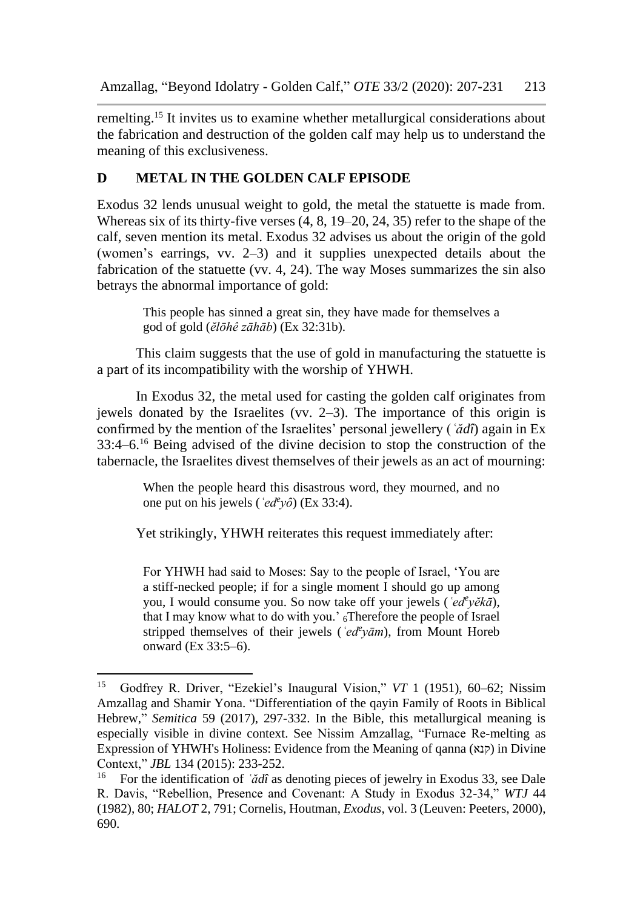remelting.[15] It invites us to examine whether metallurgical considerations about the fabrication and destruction of the golden calf may help us to understand the meaning of this exclusiveness.

## D METAL IN THE GOLDEN CALF EPISODE

Exodus 32 lends unusual weight to gold, the metal the statuette is made from. Whereas six of its thirty-five verses (4, 8, 19–20, 24, 35) refer to the shape of the calf, seven mention its metal. Exodus 32 advises us about the origin of the gold (women's earrings, vv. 2–3) and it supplies unexpected details about the fabrication of the statuette (vv. 4, 24). The way Moses summarizes the sin also betrays the abnormal importance of gold:

> This people has sinned a great sin, they have made for themselves a god of gold (*ĕlōhê zāhāb*) (Ex 32:31b).

This claim suggests that the use of gold in manufacturing the statuette is a part of its incompatibility with the worship of YHWH.

In Exodus 32, the metal used for casting the golden calf originates from jewels donated by the Israelites (vv. 2–3). The importance of this origin is confirmed by the mention of the Israelites' personal jewellery (*ʿădî*) again in Ex 33:4–6.[16] Being advised of the divine decision to stop the construction of the tabernacle, the Israelites divest themselves of their jewels as an act of mourning:

> When the people heard this disastrous word, they mourned, and no one put on his jewels (*ʿedᵉyô*) (Ex 33:4).

Yet strikingly, YHWH reiterates this request immediately after:

> For YHWH had said to Moses: Say to the people of Israel, 'You are a stiff-necked people; if for a single moment I should go up among you, I would consume you. So now take off your jewels (*ʿedᵉyĕkā*), that I may know what to do with you.' 6Therefore the people of Israel stripped themselves of their jewels (*ʿedᵉyām*), from Mount Horeb onward (Ex 33:5–6).

---

[15] Godfrey R. Driver, "Ezekiel's Inaugural Vision," *VT* 1 (1951), 60–62; Nissim Amzallag and Shamir Yona. "Differentiation of the qayin Family of Roots in Biblical Hebrew," *Semitica* 59 (2017), 297-332. In the Bible, this metallurgical meaning is especially visible in divine context. See Nissim Amzallag, "Furnace Re-melting as Expression of YHWH's Holiness: Evidence from the Meaning of qanna (קנא) in Divine Context," *JBL* 134 (2015): 233-252.

[16] For the identification of *ʿădî* as denoting pieces of jewelry in Exodus 33, see Dale R. Davis, "Rebellion, Presence and Covenant: A Study in Exodus 32-34," *WTJ* 44 (1982), 80; *HALOT* 2, 791; Cornelis, Houtman, *Exodus*, vol. 3 (Leuven: Peeters, 2000), 690.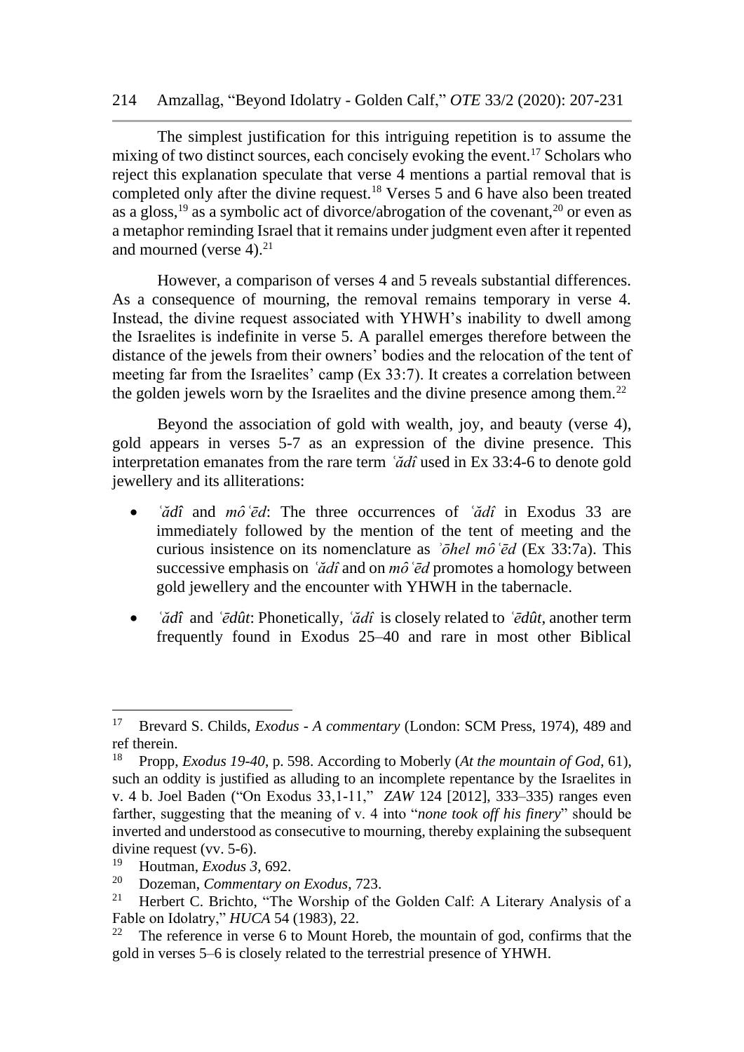The simplest justification for this intriguing repetition is to assume the mixing of two distinct sources, each concisely evoking the event.[17] Scholars who reject this explanation speculate that verse 4 mentions a partial removal that is completed only after the divine request.[18] Verses 5 and 6 have also been treated as a gloss,[19] as a symbolic act of divorce/abrogation of the covenant,[20] or even as a metaphor reminding Israel that it remains under judgment even after it repented and mourned (verse 4).[21]

However, a comparison of verses 4 and 5 reveals substantial differences. As a consequence of mourning, the removal remains temporary in verse 4. Instead, the divine request associated with YHWH's inability to dwell among the Israelites is indefinite in verse 5. A parallel emerges therefore between the distance of the jewels from their owners' bodies and the relocation of the tent of meeting far from the Israelites' camp (Ex 33:7). It creates a correlation between the golden jewels worn by the Israelites and the divine presence among them.[22]

Beyond the association of gold with wealth, joy, and beauty (verse 4), gold appears in verses 5-7 as an expression of the divine presence. This interpretation emanates from the rare term *ʿădî* used in Ex 33:4-6 to denote gold jewellery and its alliterations:

- *ʿădî* and *môʿēd*: The three occurrences of *ʿădî* in Exodus 33 are immediately followed by the mention of the tent of meeting and the curious insistence on its nomenclature as *ʾōhel môʿēd* (Ex 33:7a). This successive emphasis on *ʿădî* and on *môʿēd* promotes a homology between gold jewellery and the encounter with YHWH in the tabernacle.

- *ʿădî* and *ʿēdût*: Phonetically, *ʿădî* is closely related to *ʿēdût*, another term frequently found in Exodus 25–40 and rare in most other Biblical

---

[17] Brevard S. Childs, *Exodus - A commentary* (London: SCM Press, 1974), 489 and ref therein.

[18] Propp, *Exodus 19-40*, p. 598. According to Moberly (*At the mountain of God*, 61), such an oddity is justified as alluding to an incomplete repentance by the Israelites in v. 4 b. Joel Baden ("On Exodus 33,1-11," *ZAW* 124 [2012], 333–335) ranges even farther, suggesting that the meaning of v. 4 into "*none took off his finery*" should be inverted and understood as consecutive to mourning, thereby explaining the subsequent divine request (vv. 5-6).

[19] Houtman, *Exodus 3*, 692.

[20] Dozeman, *Commentary on Exodus*, 723.

[21] Herbert C. Brichto, "The Worship of the Golden Calf: A Literary Analysis of a Fable on Idolatry," *HUCA* 54 (1983), 22.

[22] The reference in verse 6 to Mount Horeb, the mountain of god, confirms that the gold in verses 5–6 is closely related to the terrestrial presence of YHWH.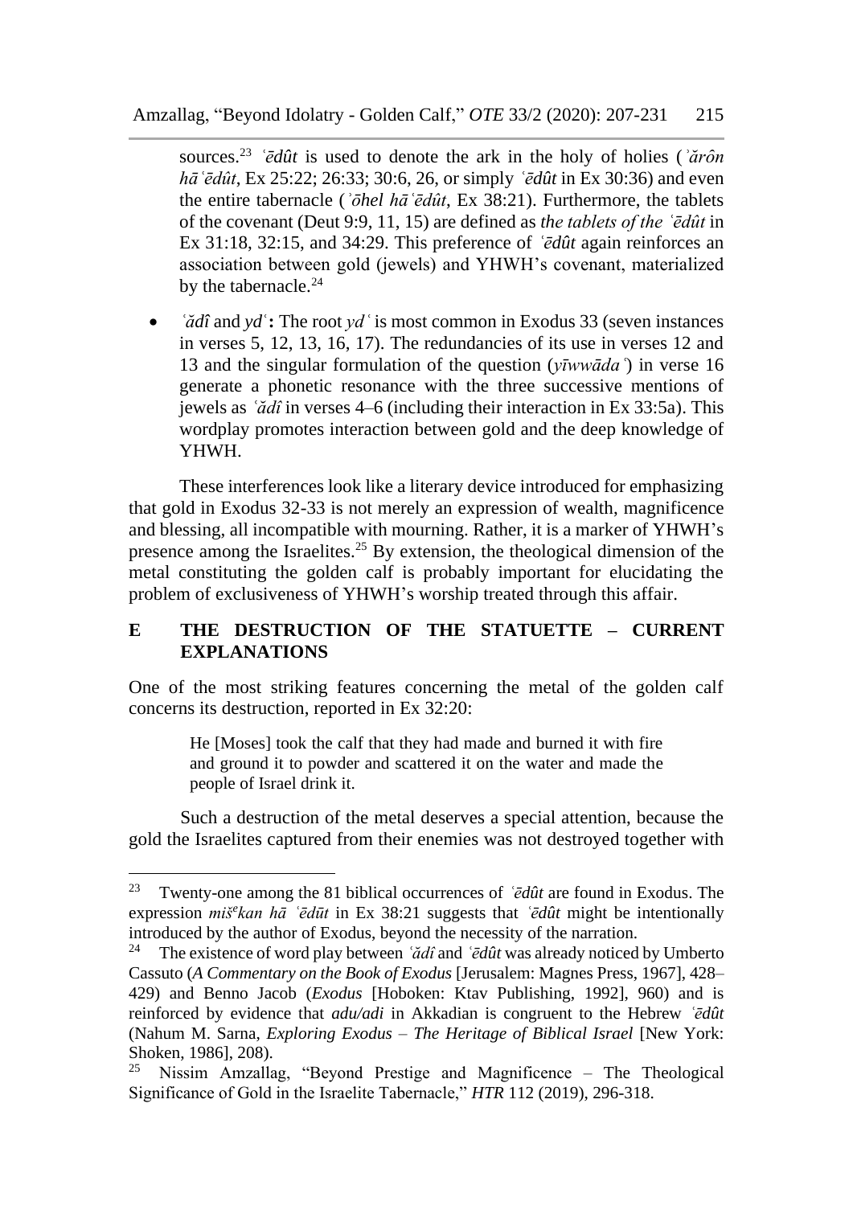sources.[23] *ʿēdût* is used to denote the ark in the holy of holies (*ʾărôn hāʿēdût*, Ex 25:22; 26:33; 30:6, 26, or simply *ʿēdût* in Ex 30:36) and even the entire tabernacle (*ʾōhel hāʿēdût*, Ex 38:21). Furthermore, the tablets of the covenant (Deut 9:9, 11, 15) are defined as *the tablets of the ʿēdût* in Ex 31:18, 32:15, and 34:29. This preference of *ʿēdût* again reinforces an association between gold (jewels) and YHWH's covenant, materialized by the tabernacle.[24]

- *ʿădî* and *ydʿ*: The root *ydʿ* is most common in Exodus 33 (seven instances in verses 5, 12, 13, 16, 17). The redundancies of its use in verses 12 and 13 and the singular formulation of the question (*yīwwādaʿ*) in verse 16 generate a phonetic resonance with the three successive mentions of jewels as *ʿădî* in verses 4–6 (including their interaction in Ex 33:5a). This wordplay promotes interaction between gold and the deep knowledge of YHWH.

These interferences look like a literary device introduced for emphasizing that gold in Exodus 32-33 is not merely an expression of wealth, magnificence and blessing, all incompatible with mourning. Rather, it is a marker of YHWH's presence among the Israelites.[25] By extension, the theological dimension of the metal constituting the golden calf is probably important for elucidating the problem of exclusiveness of YHWH's worship treated through this affair.

## E THE DESTRUCTION OF THE STATUETTE – CURRENT EXPLANATIONS

One of the most striking features concerning the metal of the golden calf concerns its destruction, reported in Ex 32:20:

> He [Moses] took the calf that they had made and burned it with fire and ground it to powder and scattered it on the water and made the people of Israel drink it.

Such a destruction of the metal deserves a special attention, because the gold the Israelites captured from their enemies was not destroyed together with

---

[23] Twenty-one among the 81 biblical occurrences of *ʿēdût* are found in Exodus. The expression *miš^e^kan hā ʿēdūt* in Ex 38:21 suggests that *ʿēdût* might be intentionally introduced by the author of Exodus, beyond the necessity of the narration.

[24] The existence of word play between *ʿădî* and *ʿēdût* was already noticed by Umberto Cassuto (*A Commentary on the Book of Exodus* [Jerusalem: Magnes Press, 1967], 428–429) and Benno Jacob (*Exodus* [Hoboken: Ktav Publishing, 1992], 960) and is reinforced by evidence that *adu/adi* in Akkadian is congruent to the Hebrew *ʿēdût* (Nahum M. Sarna, *Exploring Exodus – The Heritage of Biblical Israel* [New York: Shoken, 1986], 208).

[25] Nissim Amzallag, "Beyond Prestige and Magnificence – The Theological Significance of Gold in the Israelite Tabernacle," *HTR* 112 (2019), 296-318.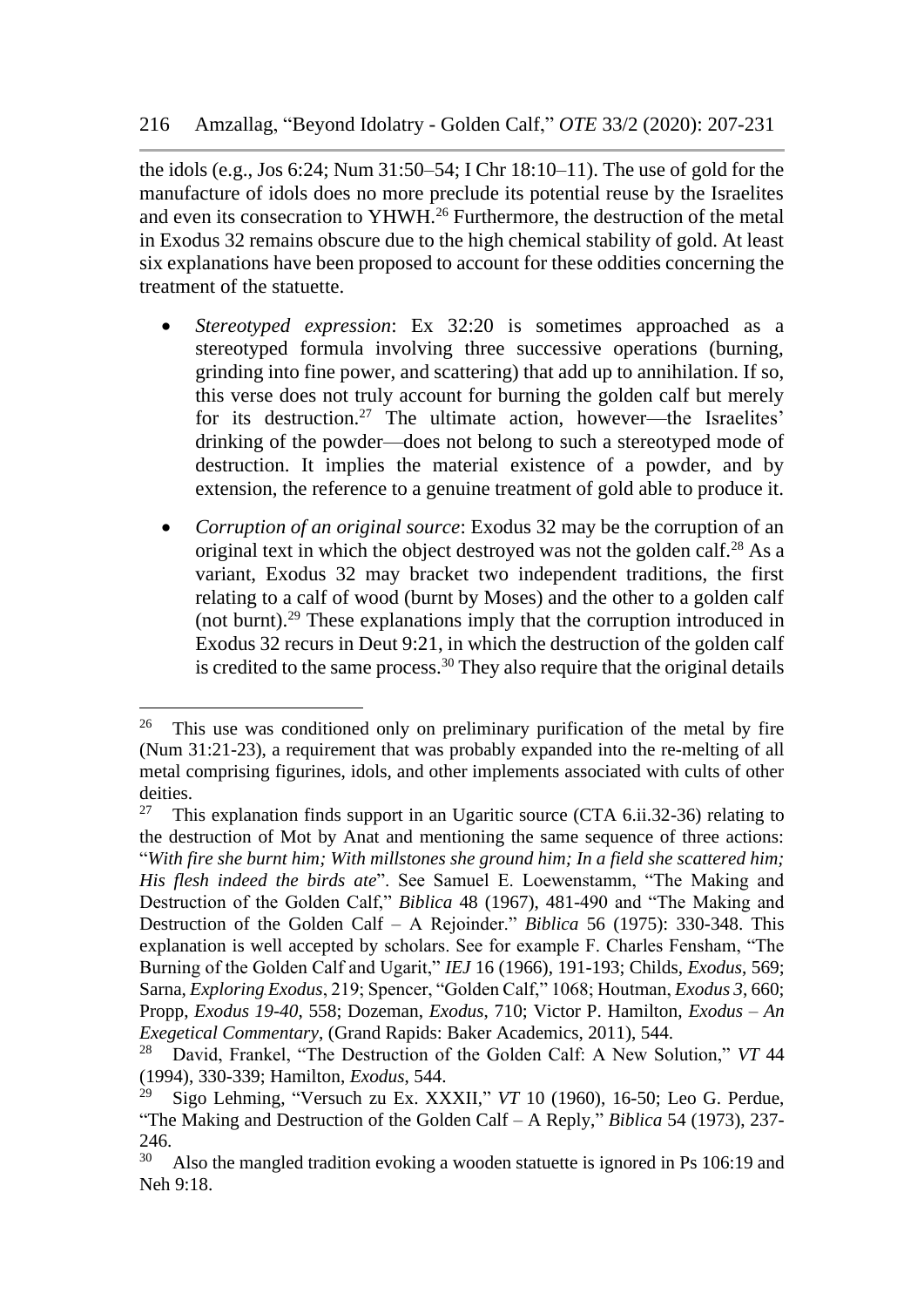the idols (e.g., Jos 6:24; Num 31:50–54; I Chr 18:10–11). The use of gold for the manufacture of idols does no more preclude its potential reuse by the Israelites and even its consecration to YHWH.[26] Furthermore, the destruction of the metal in Exodus 32 remains obscure due to the high chemical stability of gold. At least six explanations have been proposed to account for these oddities concerning the treatment of the statuette.

- *Stereotyped expression*: Ex 32:20 is sometimes approached as a stereotyped formula involving three successive operations (burning, grinding into fine power, and scattering) that add up to annihilation. If so, this verse does not truly account for burning the golden calf but merely for its destruction.[27] The ultimate action, however—the Israelites' drinking of the powder—does not belong to such a stereotyped mode of destruction. It implies the material existence of a powder, and by extension, the reference to a genuine treatment of gold able to produce it.

- *Corruption of an original source*: Exodus 32 may be the corruption of an original text in which the object destroyed was not the golden calf.[28] As a variant, Exodus 32 may bracket two independent traditions, the first relating to a calf of wood (burnt by Moses) and the other to a golden calf (not burnt).[29] These explanations imply that the corruption introduced in Exodus 32 recurs in Deut 9:21, in which the destruction of the golden calf is credited to the same process.[30] They also require that the original details

---

[26] This use was conditioned only on preliminary purification of the metal by fire (Num 31:21-23), a requirement that was probably expanded into the re-melting of all metal comprising figurines, idols, and other implements associated with cults of other deities.

[27] This explanation finds support in an Ugaritic source (CTA 6.ii.32-36) relating to the destruction of Mot by Anat and mentioning the same sequence of three actions: "*With fire she burnt him; With millstones she ground him; In a field she scattered him; His flesh indeed the birds ate*". See Samuel E. Loewenstamm, "The Making and Destruction of the Golden Calf," *Biblica* 48 (1967), 481-490 and "The Making and Destruction of the Golden Calf – A Rejoinder." *Biblica* 56 (1975): 330-348. This explanation is well accepted by scholars. See for example F. Charles Fensham, "The Burning of the Golden Calf and Ugarit," *IEJ* 16 (1966), 191-193; Childs, *Exodus*, 569; Sarna, *Exploring Exodus*, 219; Spencer, "Golden Calf," 1068; Houtman, *Exodus 3*, 660; Propp, *Exodus 19-40*, 558; Dozeman, *Exodus*, 710; Victor P. Hamilton, *Exodus – An Exegetical Commentary*, (Grand Rapids: Baker Academics, 2011), 544.

[28] David, Frankel, "The Destruction of the Golden Calf: A New Solution," *VT* 44 (1994), 330-339; Hamilton, *Exodus*, 544.

[29] Sigo Lehming, "Versuch zu Ex. XXXII," *VT* 10 (1960), 16-50; Leo G. Perdue, "The Making and Destruction of the Golden Calf – A Reply," *Biblica* 54 (1973), 237-246.

[30] Also the mangled tradition evoking a wooden statuette is ignored in Ps 106:19 and Neh 9:18.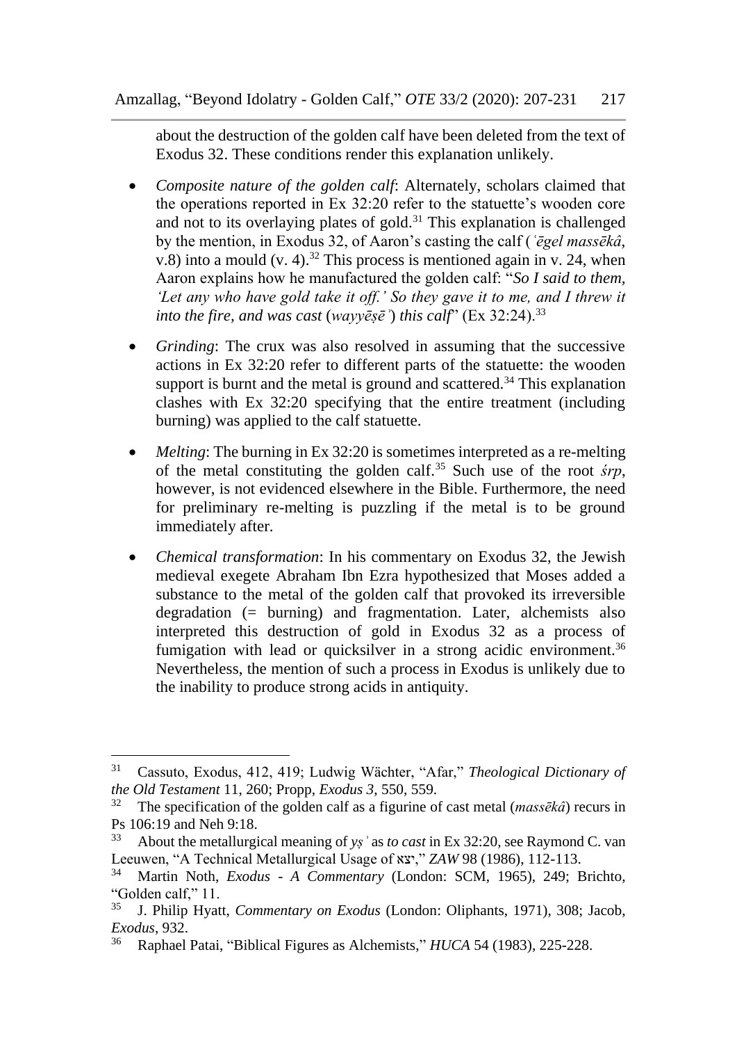about the destruction of the golden calf have been deleted from the text of Exodus 32. These conditions render this explanation unlikely.

- *Composite nature of the golden calf*: Alternately, scholars claimed that the operations reported in Ex 32:20 refer to the statuette's wooden core and not to its overlaying plates of gold.[31] This explanation is challenged by the mention, in Exodus 32, of Aaron's casting the calf (*ʿēgel massēkâ*, v.8) into a mould (v. 4).[32] This process is mentioned again in v. 24, when Aaron explains how he manufactured the golden calf: "*So I said to them, 'Let any who have gold take it off.' So they gave it to me, and I threw it into the fire, and was cast* (*wayyēṣēʾ*) *this calf*" (Ex 32:24).[33]

- *Grinding*: The crux was also resolved in assuming that the successive actions in Ex 32:20 refer to different parts of the statuette: the wooden support is burnt and the metal is ground and scattered.[34] This explanation clashes with Ex 32:20 specifying that the entire treatment (including burning) was applied to the calf statuette.

- *Melting*: The burning in Ex 32:20 is sometimes interpreted as a re-melting of the metal constituting the golden calf.[35] Such use of the root *śrp*, however, is not evidenced elsewhere in the Bible. Furthermore, the need for preliminary re-melting is puzzling if the metal is to be ground immediately after.

- *Chemical transformation*: In his commentary on Exodus 32, the Jewish medieval exegete Abraham Ibn Ezra hypothesized that Moses added a substance to the metal of the golden calf that provoked its irreversible degradation (= burning) and fragmentation. Later, alchemists also interpreted this destruction of gold in Exodus 32 as a process of fumigation with lead or quicksilver in a strong acidic environment.[36] Nevertheless, the mention of such a process in Exodus is unlikely due to the inability to produce strong acids in antiquity.

---

[31] Cassuto, Exodus, 412, 419; Ludwig Wächter, "Afar," *Theological Dictionary of the Old Testament* 11, 260; Propp, *Exodus 3*, 550, 559.

[32] The specification of the golden calf as a figurine of cast metal (*massēkâ*) recurs in Ps 106:19 and Neh 9:18.

[33] About the metallurgical meaning of *yṣʾ* as *to cast* in Ex 32:20, see Raymond C. van Leeuwen, "A Technical Metallurgical Usage of יצא," *ZAW* 98 (1986), 112-113.

[34] Martin Noth, *Exodus - A Commentary* (London: SCM, 1965), 249; Brichto, "Golden calf," 11.

[35] J. Philip Hyatt, *Commentary on Exodus* (London: Oliphants, 1971), 308; Jacob, *Exodus*, 932.

[36] Raphael Patai, "Biblical Figures as Alchemists," *HUCA* 54 (1983), 225-228.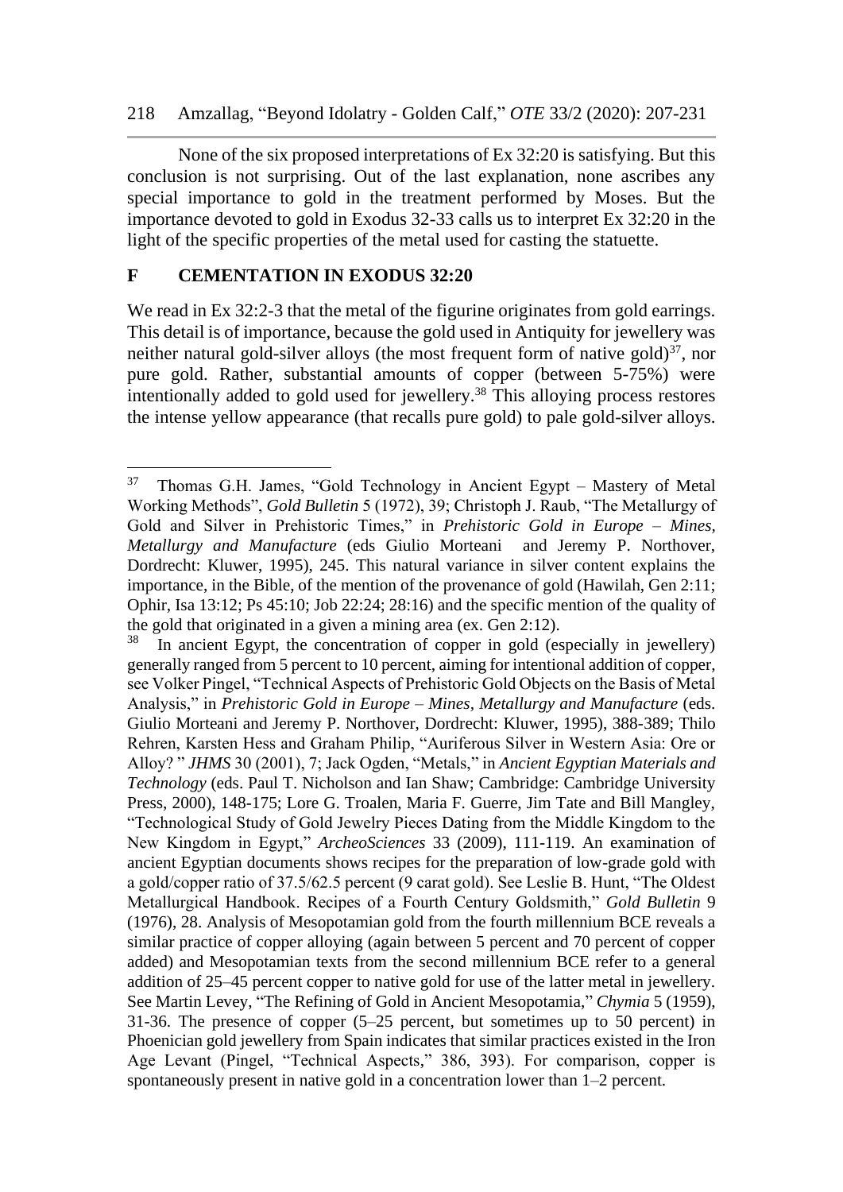None of the six proposed interpretations of Ex 32:20 is satisfying. But this conclusion is not surprising. Out of the last explanation, none ascribes any special importance to gold in the treatment performed by Moses. But the importance devoted to gold in Exodus 32-33 calls us to interpret Ex 32:20 in the light of the specific properties of the metal used for casting the statuette.

## F CEMENTATION IN EXODUS 32:20

We read in Ex 32:2-3 that the metal of the figurine originates from gold earrings. This detail is of importance, because the gold used in Antiquity for jewellery was neither natural gold-silver alloys (the most frequent form of native gold)[37], nor pure gold. Rather, substantial amounts of copper (between 5-75%) were intentionally added to gold used for jewellery.[38] This alloying process restores the intense yellow appearance (that recalls pure gold) to pale gold-silver alloys.

---

[37] Thomas G.H. James, "Gold Technology in Ancient Egypt – Mastery of Metal Working Methods", *Gold Bulletin* 5 (1972), 39; Christoph J. Raub, "The Metallurgy of Gold and Silver in Prehistoric Times," in *Prehistoric Gold in Europe – Mines, Metallurgy and Manufacture* (eds Giulio Morteani and Jeremy P. Northover, Dordrecht: Kluwer, 1995), 245. This natural variance in silver content explains the importance, in the Bible, of the mention of the provenance of gold (Hawilah, Gen 2:11; Ophir, Isa 13:12; Ps 45:10; Job 22:24; 28:16) and the specific mention of the quality of the gold that originated in a given a mining area (ex. Gen 2:12).

[38] In ancient Egypt, the concentration of copper in gold (especially in jewellery) generally ranged from 5 percent to 10 percent, aiming for intentional addition of copper, see Volker Pingel, "Technical Aspects of Prehistoric Gold Objects on the Basis of Metal Analysis," in *Prehistoric Gold in Europe – Mines, Metallurgy and Manufacture* (eds. Giulio Morteani and Jeremy P. Northover, Dordrecht: Kluwer, 1995), 388-389; Thilo Rehren, Karsten Hess and Graham Philip, "Auriferous Silver in Western Asia: Ore or Alloy? " *JHMS* 30 (2001), 7; Jack Ogden, "Metals," in *Ancient Egyptian Materials and Technology* (eds. Paul T. Nicholson and Ian Shaw; Cambridge: Cambridge University Press, 2000), 148-175; Lore G. Troalen, Maria F. Guerre, Jim Tate and Bill Mangley, "Technological Study of Gold Jewelry Pieces Dating from the Middle Kingdom to the New Kingdom in Egypt," *ArcheoSciences* 33 (2009), 111-119. An examination of ancient Egyptian documents shows recipes for the preparation of low-grade gold with a gold/copper ratio of 37.5/62.5 percent (9 carat gold). See Leslie B. Hunt, "The Oldest Metallurgical Handbook. Recipes of a Fourth Century Goldsmith," *Gold Bulletin* 9 (1976), 28. Analysis of Mesopotamian gold from the fourth millennium BCE reveals a similar practice of copper alloying (again between 5 percent and 70 percent of copper added) and Mesopotamian texts from the second millennium BCE refer to a general addition of 25–45 percent copper to native gold for use of the latter metal in jewellery. See Martin Levey, "The Refining of Gold in Ancient Mesopotamia," *Chymia* 5 (1959), 31-36. The presence of copper (5–25 percent, but sometimes up to 50 percent) in Phoenician gold jewellery from Spain indicates that similar practices existed in the Iron Age Levant (Pingel, "Technical Aspects," 386, 393). For comparison, copper is spontaneously present in native gold in a concentration lower than 1–2 percent.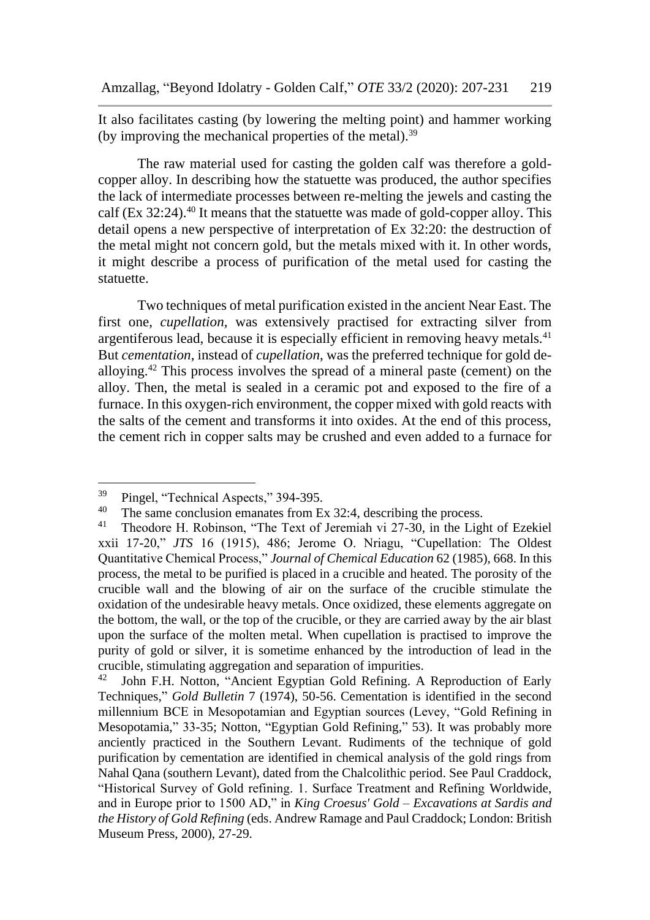It also facilitates casting (by lowering the melting point) and hammer working (by improving the mechanical properties of the metal).[39]

The raw material used for casting the golden calf was therefore a gold-copper alloy. In describing how the statuette was produced, the author specifies the lack of intermediate processes between re-melting the jewels and casting the calf (Ex 32:24).[40] It means that the statuette was made of gold-copper alloy. This detail opens a new perspective of interpretation of Ex 32:20: the destruction of the metal might not concern gold, but the metals mixed with it. In other words, it might describe a process of purification of the metal used for casting the statuette.

Two techniques of metal purification existed in the ancient Near East. The first one, *cupellation*, was extensively practised for extracting silver from argentiferous lead, because it is especially efficient in removing heavy metals.[41] But *cementation*, instead of *cupellation*, was the preferred technique for gold de-alloying.[42] This process involves the spread of a mineral paste (cement) on the alloy. Then, the metal is sealed in a ceramic pot and exposed to the fire of a furnace. In this oxygen-rich environment, the copper mixed with gold reacts with the salts of the cement and transforms it into oxides. At the end of this process, the cement rich in copper salts may be crushed and even added to a furnace for

---

[39] Pingel, "Technical Aspects," 394-395.

[40] The same conclusion emanates from Ex 32:4, describing the process.

[41] Theodore H. Robinson, "The Text of Jeremiah vi 27-30, in the Light of Ezekiel xxii 17-20," *JTS* 16 (1915), 486; Jerome O. Nriagu, "Cupellation: The Oldest Quantitative Chemical Process," *Journal of Chemical Education* 62 (1985), 668. In this process, the metal to be purified is placed in a crucible and heated. The porosity of the crucible wall and the blowing of air on the surface of the crucible stimulate the oxidation of the undesirable heavy metals. Once oxidized, these elements aggregate on the bottom, the wall, or the top of the crucible, or they are carried away by the air blast upon the surface of the molten metal. When cupellation is practised to improve the purity of gold or silver, it is sometime enhanced by the introduction of lead in the crucible, stimulating aggregation and separation of impurities.

[42] John F.H. Notton, "Ancient Egyptian Gold Refining. A Reproduction of Early Techniques," *Gold Bulletin* 7 (1974), 50-56. Cementation is identified in the second millennium BCE in Mesopotamian and Egyptian sources (Levey, "Gold Refining in Mesopotamia," 33-35; Notton, "Egyptian Gold Refining," 53). It was probably more anciently practiced in the Southern Levant. Rudiments of the technique of gold purification by cementation are identified in chemical analysis of the gold rings from Nahal Qana (southern Levant), dated from the Chalcolithic period. See Paul Craddock, "Historical Survey of Gold refining. 1. Surface Treatment and Refining Worldwide, and in Europe prior to 1500 AD," in *King Croesus' Gold – Excavations at Sardis and the History of Gold Refining* (eds. Andrew Ramage and Paul Craddock; London: British Museum Press, 2000), 27-29.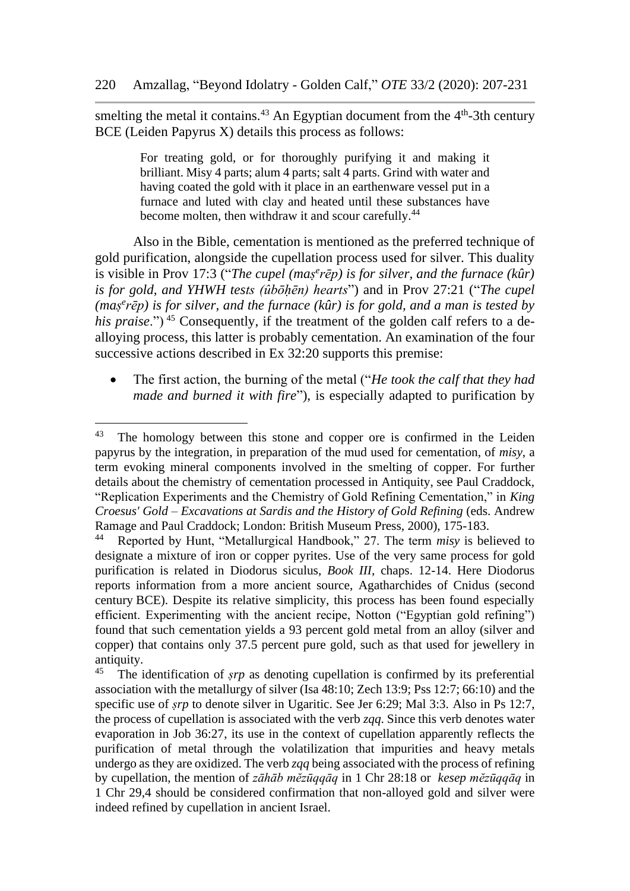smelting the metal it contains.[43] An Egyptian document from the 4th-3th century BCE (Leiden Papyrus X) details this process as follows:

> For treating gold, or for thoroughly purifying it and making it brilliant. Misy 4 parts; alum 4 parts; salt 4 parts. Grind with water and having coated the gold with it place in an earthenware vessel put in a furnace and luted with clay and heated until these substances have become molten, then withdraw it and scour carefully.[44]

Also in the Bible, cementation is mentioned as the preferred technique of gold purification, alongside the cupellation process used for silver. This duality is visible in Prov 17:3 ("*The cupel (maṣᵉrēp) is for silver, and the furnace (kûr) is for gold, and YHWH tests (ûbōḥēn) hearts*") and in Prov 27:21 ("*The cupel (maṣᵉrēp) is for silver, and the furnace (kûr) is for gold, and a man is tested by his praise*.")[45] Consequently, if the treatment of the golden calf refers to a de-alloying process, this latter is probably cementation. An examination of the four successive actions described in Ex 32:20 supports this premise:

- The first action, the burning of the metal ("*He took the calf that they had made and burned it with fire*"), is especially adapted to purification by

---

[43] The homology between this stone and copper ore is confirmed in the Leiden papyrus by the integration, in preparation of the mud used for cementation, of *misy*, a term evoking mineral components involved in the smelting of copper. For further details about the chemistry of cementation processed in Antiquity, see Paul Craddock, "Replication Experiments and the Chemistry of Gold Refining Cementation," in *King Croesus' Gold – Excavations at Sardis and the History of Gold Refining* (eds. Andrew Ramage and Paul Craddock; London: British Museum Press, 2000), 175-183.

[44] Reported by Hunt, "Metallurgical Handbook," 27. The term *misy* is believed to designate a mixture of iron or copper pyrites. Use of the very same process for gold purification is related in Diodorus siculus, *Book III*, chaps. 12-14. Here Diodorus reports information from a more ancient source, Agatharchides of Cnidus (second century BCE). Despite its relative simplicity, this process has been found especially efficient. Experimenting with the ancient recipe, Notton ("Egyptian gold refining") found that such cementation yields a 93 percent gold metal from an alloy (silver and copper) that contains only 37.5 percent pure gold, such as that used for jewellery in antiquity.

[45] The identification of *ṣrp* as denoting cupellation is confirmed by its preferential association with the metallurgy of silver (Isa 48:10; Zech 13:9; Pss 12:7; 66:10) and the specific use of *ṣrp* to denote silver in Ugaritic. See Jer 6:29; Mal 3:3. Also in Ps 12:7, the process of cupellation is associated with the verb *zqq*. Since this verb denotes water evaporation in Job 36:27, its use in the context of cupellation apparently reflects the purification of metal through the volatilization that impurities and heavy metals undergo as they are oxidized. The verb *zqq* being associated with the process of refining by cupellation, the mention of *zāhāb mĕzūqqāq* in 1 Chr 28:18 or *kesep mĕzūqqāq* in 1 Chr 29,4 should be considered confirmation that non-alloyed gold and silver were indeed refined by cupellation in ancient Israel.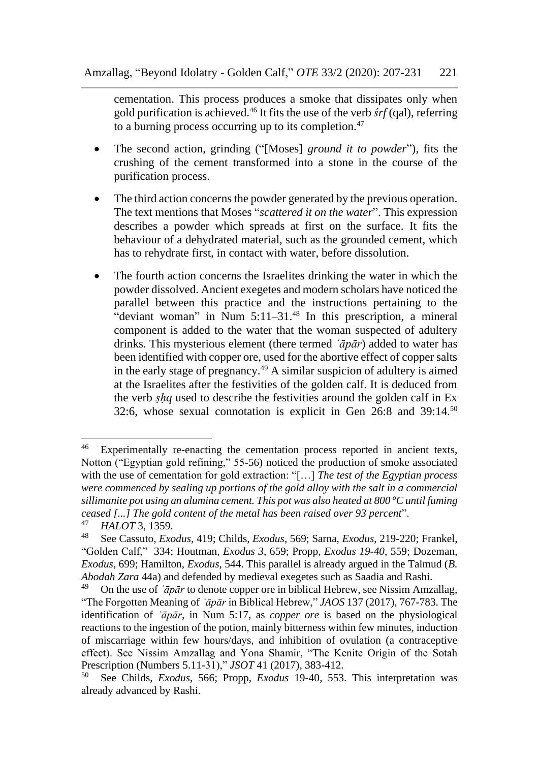cementation. This process produces a smoke that dissipates only when gold purification is achieved.[46] It fits the use of the verb *śrf* (qal), referring to a burning process occurring up to its completion.[47]

- The second action, grinding ("[Moses] *ground it to powder*"), fits the crushing of the cement transformed into a stone in the course of the purification process.

- The third action concerns the powder generated by the previous operation. The text mentions that Moses "*scattered it on the water*". This expression describes a powder which spreads at first on the surface. It fits the behaviour of a dehydrated material, such as the grounded cement, which has to rehydrate first, in contact with water, before dissolution.

- The fourth action concerns the Israelites drinking the water in which the powder dissolved. Ancient exegetes and modern scholars have noticed the parallel between this practice and the instructions pertaining to the "deviant woman" in Num 5:11–31.[48] In this prescription, a mineral component is added to the water that the woman suspected of adultery drinks. This mysterious element (there termed *ʿāpār*) added to water has been identified with copper ore, used for the abortive effect of copper salts in the early stage of pregnancy.[49] A similar suspicion of adultery is aimed at the Israelites after the festivities of the golden calf. It is deduced from the verb *ṣḥq* used to describe the festivities around the golden calf in Ex 32:6, whose sexual connotation is explicit in Gen 26:8 and 39:14.[50]

---

[46] Experimentally re-enacting the cementation process reported in ancient texts, Notton ("Egyptian gold refining," 55-56) noticed the production of smoke associated with the use of cementation for gold extraction: "[…] *The test of the Egyptian process were commenced by sealing up portions of the gold alloy with the salt in a commercial sillimanite pot using an alumina cement. This pot was also heated at 800 °C until fuming ceased [...] The gold content of the metal has been raised over 93 percent*".

[47] *HALOT* 3, 1359.

[48] See Cassuto, *Exodus*, 419; Childs, *Exodus*, 569; Sarna, *Exodus*, 219-220; Frankel, "Golden Calf," 334; Houtman, *Exodus 3*, 659; Propp, *Exodus 19-40*, 559; Dozeman, *Exodus*, 699; Hamilton, *Exodus*, 544. This parallel is already argued in the Talmud (*B. Abodah Zara* 44a) and defended by medieval exegetes such as Saadia and Rashi.

[49] On the use of *ʿāpār* to denote copper ore in biblical Hebrew, see Nissim Amzallag, "The Forgotten Meaning of *ʿāpār* in Biblical Hebrew," *JAOS* 137 (2017), 767-783. The identification of *ʿāpār*, in Num 5:17, as *copper ore* is based on the physiological reactions to the ingestion of the potion, mainly bitterness within few minutes, induction of miscarriage within few hours/days, and inhibition of ovulation (a contraceptive effect). See Nissim Amzallag and Yona Shamir, "The Kenite Origin of the Sotah Prescription (Numbers 5.11-31)," *JSOT* 41 (2017), 383-412.

[50] See Childs, *Exodus*, 566; Propp, *Exodus* 19-40, 553. This interpretation was already advanced by Rashi.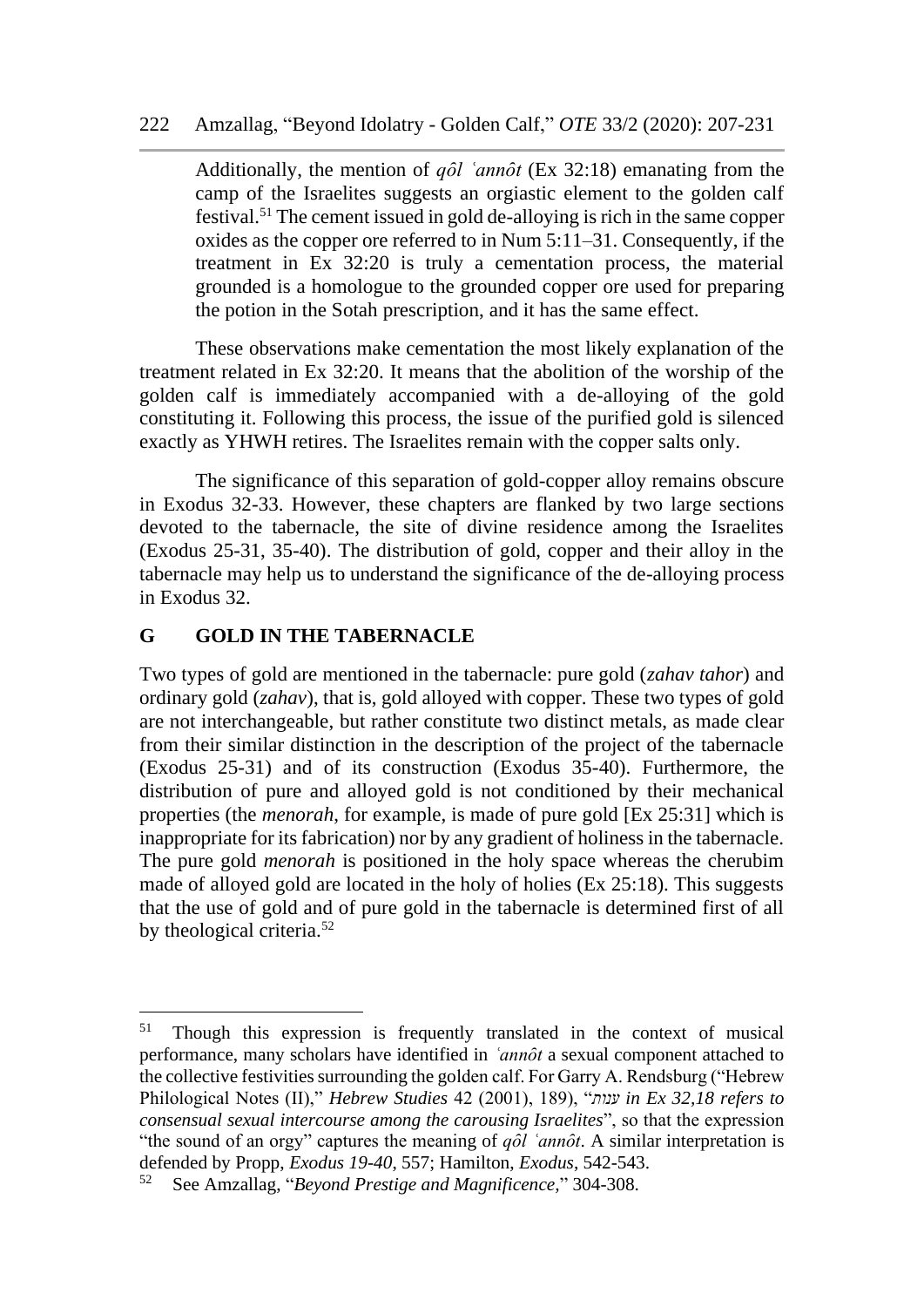Additionally, the mention of *qôl ʿannôt* (Ex 32:18) emanating from the camp of the Israelites suggests an orgiastic element to the golden calf festival.[51] The cement issued in gold de-alloying is rich in the same copper oxides as the copper ore referred to in Num 5:11–31. Consequently, if the treatment in Ex 32:20 is truly a cementation process, the material grounded is a homologue to the grounded copper ore used for preparing the potion in the Sotah prescription, and it has the same effect.

These observations make cementation the most likely explanation of the treatment related in Ex 32:20. It means that the abolition of the worship of the golden calf is immediately accompanied with a de-alloying of the gold constituting it. Following this process, the issue of the purified gold is silenced exactly as YHWH retires. The Israelites remain with the copper salts only.

The significance of this separation of gold-copper alloy remains obscure in Exodus 32-33. However, these chapters are flanked by two large sections devoted to the tabernacle, the site of divine residence among the Israelites (Exodus 25-31, 35-40). The distribution of gold, copper and their alloy in the tabernacle may help us to understand the significance of the de-alloying process in Exodus 32.

## G GOLD IN THE TABERNACLE

Two types of gold are mentioned in the tabernacle: pure gold (*zahav tahor*) and ordinary gold (*zahav*), that is, gold alloyed with copper. These two types of gold are not interchangeable, but rather constitute two distinct metals, as made clear from their similar distinction in the description of the project of the tabernacle (Exodus 25-31) and of its construction (Exodus 35-40). Furthermore, the distribution of pure and alloyed gold is not conditioned by their mechanical properties (the *menorah*, for example, is made of pure gold [Ex 25:31] which is inappropriate for its fabrication) nor by any gradient of holiness in the tabernacle. The pure gold *menorah* is positioned in the holy space whereas the cherubim made of alloyed gold are located in the holy of holies (Ex 25:18). This suggests that the use of gold and of pure gold in the tabernacle is determined first of all by theological criteria.[52]

---

[51] Though this expression is frequently translated in the context of musical performance, many scholars have identified in *ʿannôt* a sexual component attached to the collective festivities surrounding the golden calf. For Garry A. Rendsburg ("Hebrew Philological Notes (II)," *Hebrew Studies* 42 (2001), 189), "*ענות in Ex 32,18 refers to consensual sexual intercourse among the carousing Israelites*", so that the expression "the sound of an orgy" captures the meaning of *qôl ʿannôt*. A similar interpretation is defended by Propp, *Exodus 19-40*, 557; Hamilton, *Exodus*, 542-543.

[52] See Amzallag, "*Beyond Prestige and Magnificence,*" 304-308.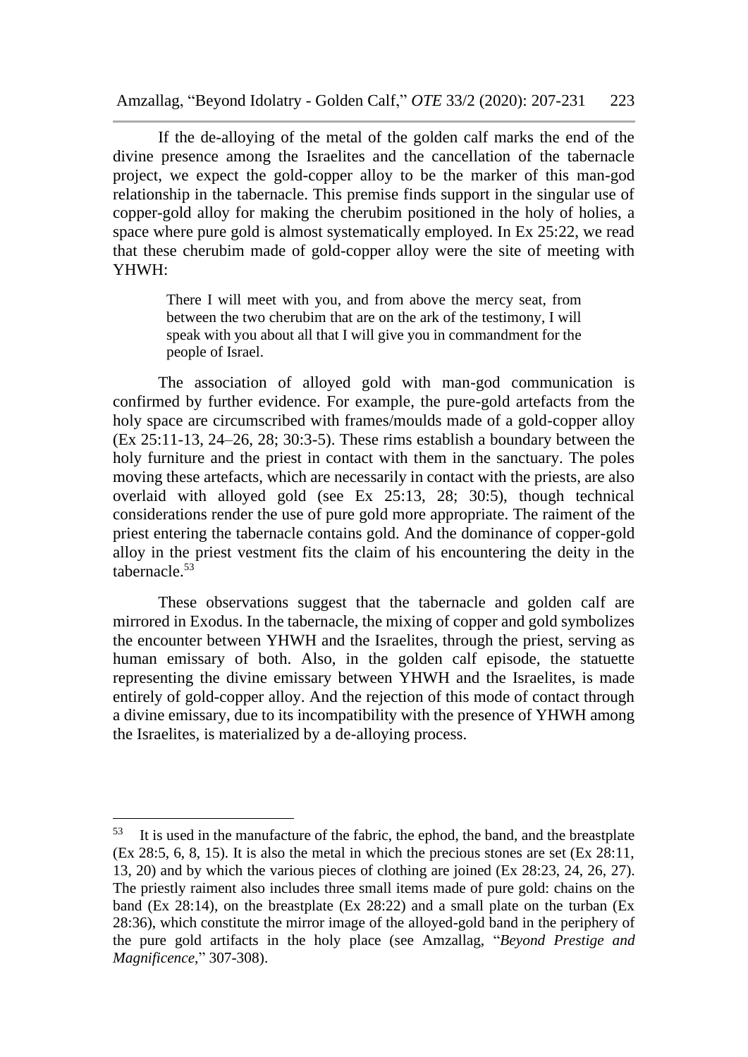If the de-alloying of the metal of the golden calf marks the end of the divine presence among the Israelites and the cancellation of the tabernacle project, we expect the gold-copper alloy to be the marker of this man-god relationship in the tabernacle. This premise finds support in the singular use of copper-gold alloy for making the cherubim positioned in the holy of holies, a space where pure gold is almost systematically employed. In Ex 25:22, we read that these cherubim made of gold-copper alloy were the site of meeting with YHWH:

> There I will meet with you, and from above the mercy seat, from between the two cherubim that are on the ark of the testimony, I will speak with you about all that I will give you in commandment for the people of Israel.

The association of alloyed gold with man-god communication is confirmed by further evidence. For example, the pure-gold artefacts from the holy space are circumscribed with frames/moulds made of a gold-copper alloy (Ex 25:11-13, 24–26, 28; 30:3-5). These rims establish a boundary between the holy furniture and the priest in contact with them in the sanctuary. The poles moving these artefacts, which are necessarily in contact with the priests, are also overlaid with alloyed gold (see Ex 25:13, 28; 30:5), though technical considerations render the use of pure gold more appropriate. The raiment of the priest entering the tabernacle contains gold. And the dominance of copper-gold alloy in the priest vestment fits the claim of his encountering the deity in the tabernacle.[53]

These observations suggest that the tabernacle and golden calf are mirrored in Exodus. In the tabernacle, the mixing of copper and gold symbolizes the encounter between YHWH and the Israelites, through the priest, serving as human emissary of both. Also, in the golden calf episode, the statuette representing the divine emissary between YHWH and the Israelites, is made entirely of gold-copper alloy. And the rejection of this mode of contact through a divine emissary, due to its incompatibility with the presence of YHWH among the Israelites, is materialized by a de-alloying process.

---

[53] It is used in the manufacture of the fabric, the ephod, the band, and the breastplate (Ex 28:5, 6, 8, 15). It is also the metal in which the precious stones are set (Ex 28:11, 13, 20) and by which the various pieces of clothing are joined (Ex 28:23, 24, 26, 27). The priestly raiment also includes three small items made of pure gold: chains on the band (Ex 28:14), on the breastplate (Ex 28:22) and a small plate on the turban (Ex 28:36), which constitute the mirror image of the alloyed-gold band in the periphery of the pure gold artifacts in the holy place (see Amzallag, "*Beyond Prestige and Magnificence*," 307-308).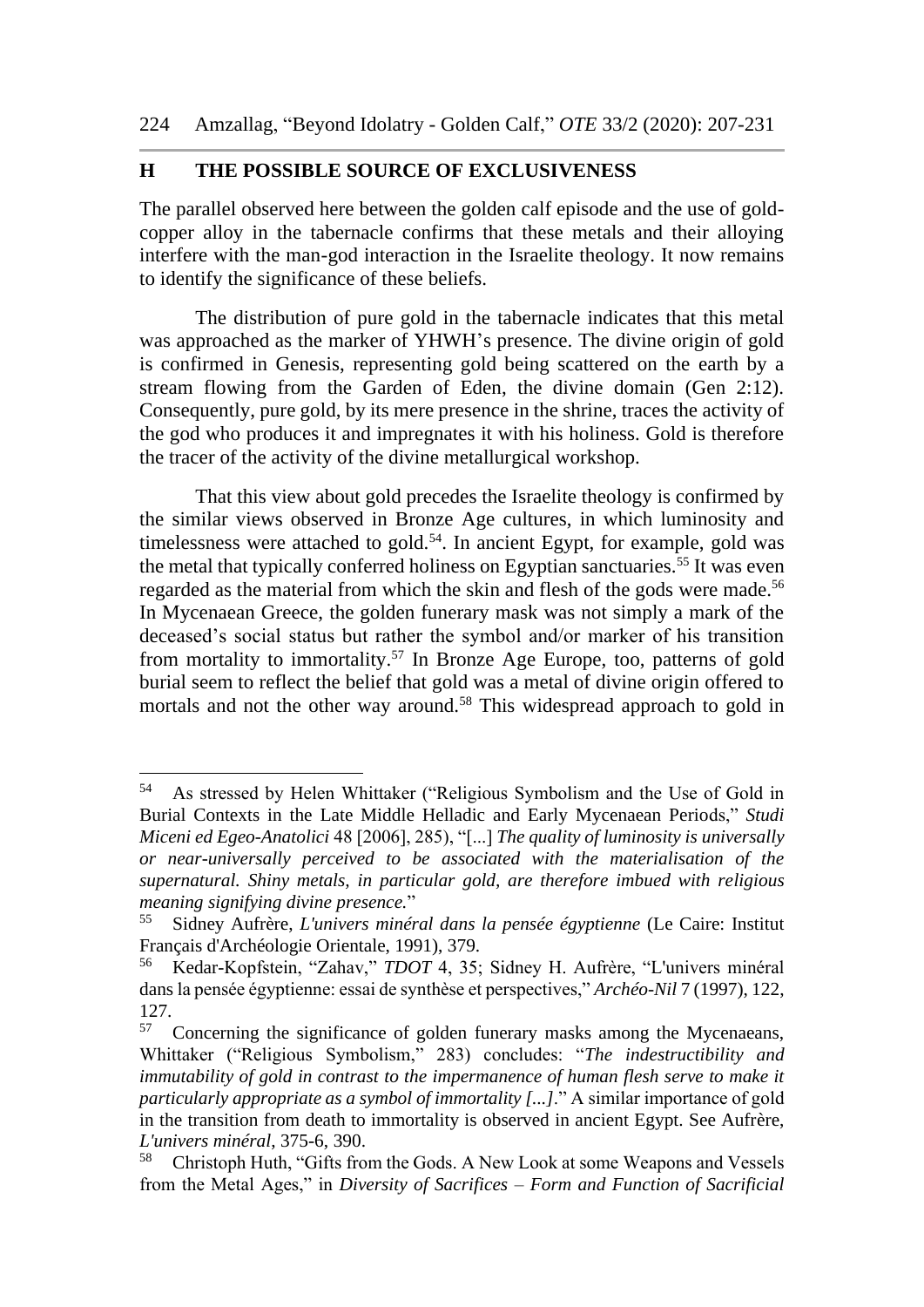## H THE POSSIBLE SOURCE OF EXCLUSIVENESS

The parallel observed here between the golden calf episode and the use of gold-copper alloy in the tabernacle confirms that these metals and their alloying interfere with the man-god interaction in the Israelite theology. It now remains to identify the significance of these beliefs.

The distribution of pure gold in the tabernacle indicates that this metal was approached as the marker of YHWH's presence. The divine origin of gold is confirmed in Genesis, representing gold being scattered on the earth by a stream flowing from the Garden of Eden, the divine domain (Gen 2:12). Consequently, pure gold, by its mere presence in the shrine, traces the activity of the god who produces it and impregnates it with his holiness. Gold is therefore the tracer of the activity of the divine metallurgical workshop.

That this view about gold precedes the Israelite theology is confirmed by the similar views observed in Bronze Age cultures, in which luminosity and timelessness were attached to gold.[54]. In ancient Egypt, for example, gold was the metal that typically conferred holiness on Egyptian sanctuaries.[55] It was even regarded as the material from which the skin and flesh of the gods were made.[56] In Mycenaean Greece, the golden funerary mask was not simply a mark of the deceased's social status but rather the symbol and/or marker of his transition from mortality to immortality.[57] In Bronze Age Europe, too, patterns of gold burial seem to reflect the belief that gold was a metal of divine origin offered to mortals and not the other way around.[58] This widespread approach to gold in

---

[54] As stressed by Helen Whittaker ("Religious Symbolism and the Use of Gold in Burial Contexts in the Late Middle Helladic and Early Mycenaean Periods," *Studi Miceni ed Egeo-Anatolici* 48 [2006], 285), "[...] *The quality of luminosity is universally or near-universally perceived to be associated with the materialisation of the supernatural. Shiny metals, in particular gold, are therefore imbued with religious meaning signifying divine presence.*"

[55] Sidney Aufrère, *L'univers minéral dans la pensée égyptienne* (Le Caire: Institut Français d'Archéologie Orientale, 1991), 379.

[56] Kedar-Kopfstein, "Zahav," *TDOT* 4, 35; Sidney H. Aufrère, "L'univers minéral dans la pensée égyptienne: essai de synthèse et perspectives," *Archéo-Nil* 7 (1997), 122, 127.

[57] Concerning the significance of golden funerary masks among the Mycenaeans, Whittaker ("Religious Symbolism," 283) concludes: "*The indestructibility and immutability of gold in contrast to the impermanence of human flesh serve to make it particularly appropriate as a symbol of immortality [...]*." A similar importance of gold in the transition from death to immortality is observed in ancient Egypt. See Aufrère, *L'univers minéral*, 375-6, 390.

[58] Christoph Huth, "Gifts from the Gods. A New Look at some Weapons and Vessels from the Metal Ages," in *Diversity of Sacrifices – Form and Function of Sacrificial*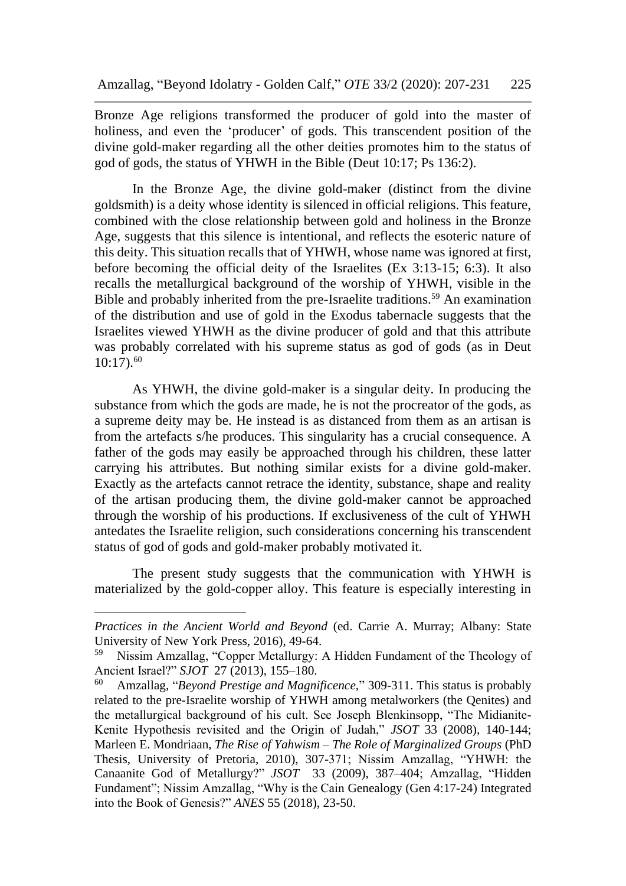Bronze Age religions transformed the producer of gold into the master of holiness, and even the 'producer' of gods. This transcendent position of the divine gold-maker regarding all the other deities promotes him to the status of god of gods, the status of YHWH in the Bible (Deut 10:17; Ps 136:2).

In the Bronze Age, the divine gold-maker (distinct from the divine goldsmith) is a deity whose identity is silenced in official religions. This feature, combined with the close relationship between gold and holiness in the Bronze Age, suggests that this silence is intentional, and reflects the esoteric nature of this deity. This situation recalls that of YHWH, whose name was ignored at first, before becoming the official deity of the Israelites (Ex 3:13-15; 6:3). It also recalls the metallurgical background of the worship of YHWH, visible in the Bible and probably inherited from the pre-Israelite traditions.[59] An examination of the distribution and use of gold in the Exodus tabernacle suggests that the Israelites viewed YHWH as the divine producer of gold and that this attribute was probably correlated with his supreme status as god of gods (as in Deut 10:17).[60]

As YHWH, the divine gold-maker is a singular deity. In producing the substance from which the gods are made, he is not the procreator of the gods, as a supreme deity may be. He instead is as distanced from them as an artisan is from the artefacts s/he produces. This singularity has a crucial consequence. A father of the gods may easily be approached through his children, these latter carrying his attributes. But nothing similar exists for a divine gold-maker. Exactly as the artefacts cannot retrace the identity, substance, shape and reality of the artisan producing them, the divine gold-maker cannot be approached through the worship of his productions. If exclusiveness of the cult of YHWH antedates the Israelite religion, such considerations concerning his transcendent status of god of gods and gold-maker probably motivated it.

The present study suggests that the communication with YHWH is materialized by the gold-copper alloy. This feature is especially interesting in

---

*Practices in the Ancient World and Beyond* (ed. Carrie A. Murray; Albany: State University of New York Press, 2016), 49-64.

[59] Nissim Amzallag, "Copper Metallurgy: A Hidden Fundament of the Theology of Ancient Israel?" *SJOT* 27 (2013), 155–180.

[60] Amzallag, "*Beyond Prestige and Magnificence,*" 309-311. This status is probably related to the pre-Israelite worship of YHWH among metalworkers (the Qenites) and the metallurgical background of his cult. See Joseph Blenkinsopp, "The Midianite-Kenite Hypothesis revisited and the Origin of Judah," *JSOT* 33 (2008), 140-144; Marleen E. Mondriaan, *The Rise of Yahwism – The Role of Marginalized Groups* (PhD Thesis, University of Pretoria, 2010), 307-371; Nissim Amzallag, "YHWH: the Canaanite God of Metallurgy?" *JSOT* 33 (2009), 387–404; Amzallag, "Hidden Fundament"; Nissim Amzallag, "Why is the Cain Genealogy (Gen 4:17-24) Integrated into the Book of Genesis?" *ANES* 55 (2018), 23-50.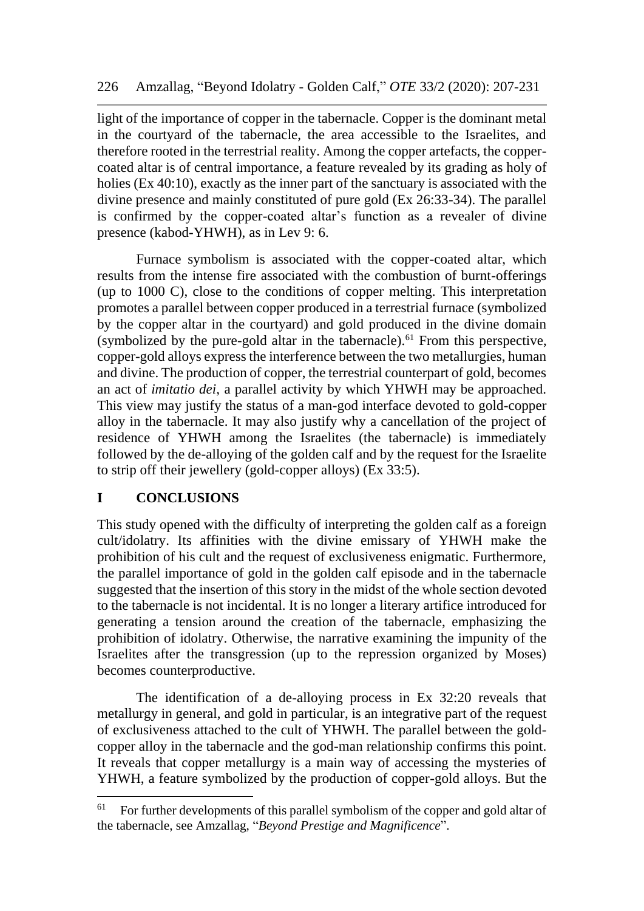light of the importance of copper in the tabernacle. Copper is the dominant metal in the courtyard of the tabernacle, the area accessible to the Israelites, and therefore rooted in the terrestrial reality. Among the copper artefacts, the copper-coated altar is of central importance, a feature revealed by its grading as holy of holies (Ex 40:10), exactly as the inner part of the sanctuary is associated with the divine presence and mainly constituted of pure gold (Ex 26:33-34). The parallel is confirmed by the copper-coated altar's function as a revealer of divine presence (kabod-YHWH), as in Lev 9: 6.

Furnace symbolism is associated with the copper-coated altar, which results from the intense fire associated with the combustion of burnt-offerings (up to 1000 C), close to the conditions of copper melting. This interpretation promotes a parallel between copper produced in a terrestrial furnace (symbolized by the copper altar in the courtyard) and gold produced in the divine domain (symbolized by the pure-gold altar in the tabernacle).[61] From this perspective, copper-gold alloys express the interference between the two metallurgies, human and divine. The production of copper, the terrestrial counterpart of gold, becomes an act of *imitatio dei*, a parallel activity by which YHWH may be approached. This view may justify the status of a man-god interface devoted to gold-copper alloy in the tabernacle. It may also justify why a cancellation of the project of residence of YHWH among the Israelites (the tabernacle) is immediately followed by the de-alloying of the golden calf and by the request for the Israelite to strip off their jewellery (gold-copper alloys) (Ex 33:5).

## I CONCLUSIONS

This study opened with the difficulty of interpreting the golden calf as a foreign cult/idolatry. Its affinities with the divine emissary of YHWH make the prohibition of his cult and the request of exclusiveness enigmatic. Furthermore, the parallel importance of gold in the golden calf episode and in the tabernacle suggested that the insertion of this story in the midst of the whole section devoted to the tabernacle is not incidental. It is no longer a literary artifice introduced for generating a tension around the creation of the tabernacle, emphasizing the prohibition of idolatry. Otherwise, the narrative examining the impunity of the Israelites after the transgression (up to the repression organized by Moses) becomes counterproductive.

The identification of a de-alloying process in Ex 32:20 reveals that metallurgy in general, and gold in particular, is an integrative part of the request of exclusiveness attached to the cult of YHWH. The parallel between the gold-copper alloy in the tabernacle and the god-man relationship confirms this point. It reveals that copper metallurgy is a main way of accessing the mysteries of YHWH, a feature symbolized by the production of copper-gold alloys. But the

[61] For further developments of this parallel symbolism of the copper and gold altar of the tabernacle, see Amzallag, "*Beyond Prestige and Magnificence*".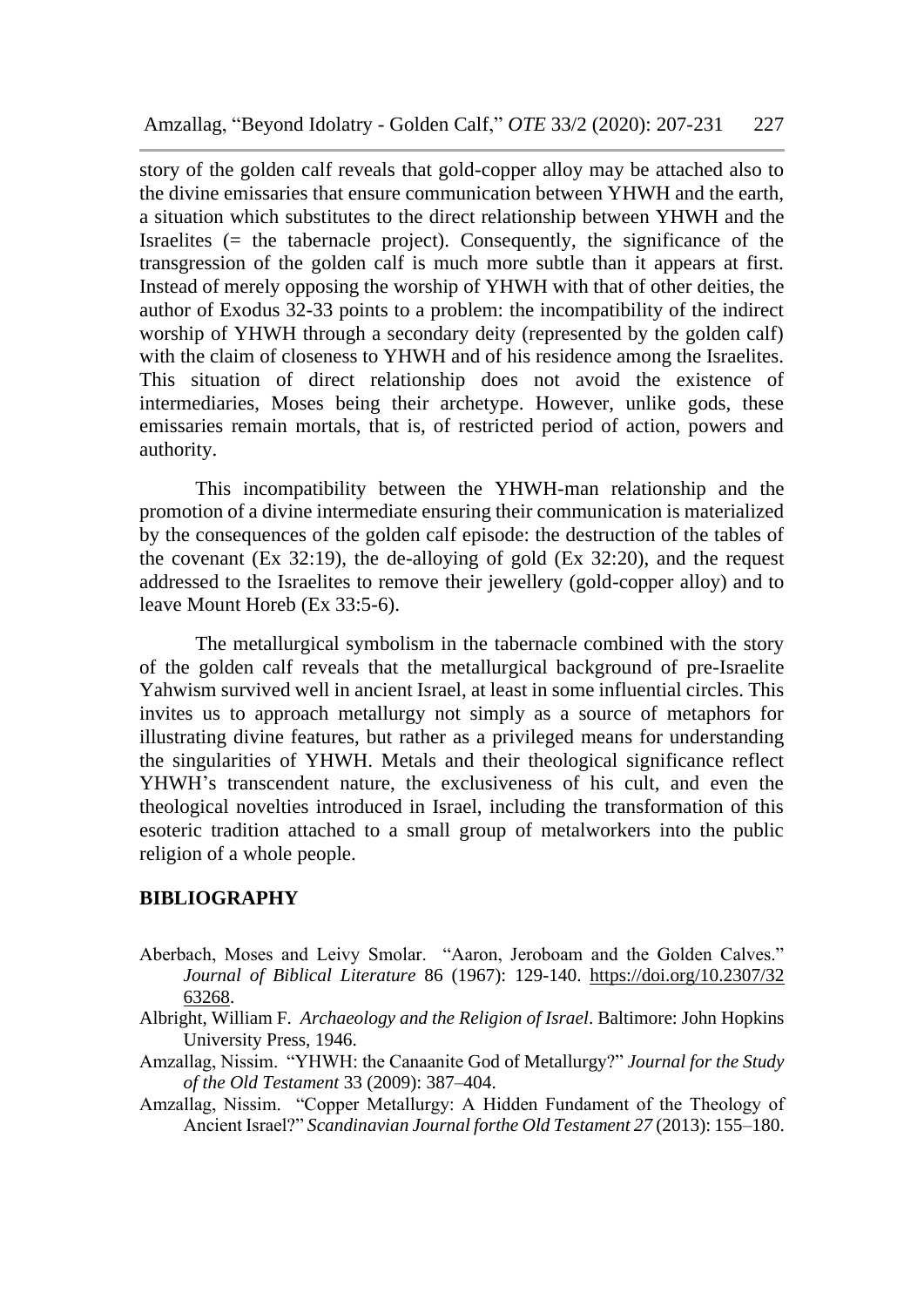story of the golden calf reveals that gold-copper alloy may be attached also to the divine emissaries that ensure communication between YHWH and the earth, a situation which substitutes to the direct relationship between YHWH and the Israelites (= the tabernacle project). Consequently, the significance of the transgression of the golden calf is much more subtle than it appears at first. Instead of merely opposing the worship of YHWH with that of other deities, the author of Exodus 32-33 points to a problem: the incompatibility of the indirect worship of YHWH through a secondary deity (represented by the golden calf) with the claim of closeness to YHWH and of his residence among the Israelites. This situation of direct relationship does not avoid the existence of intermediaries, Moses being their archetype. However, unlike gods, these emissaries remain mortals, that is, of restricted period of action, powers and authority.

This incompatibility between the YHWH-man relationship and the promotion of a divine intermediate ensuring their communication is materialized by the consequences of the golden calf episode: the destruction of the tables of the covenant (Ex 32:19), the de-alloying of gold (Ex 32:20), and the request addressed to the Israelites to remove their jewellery (gold-copper alloy) and to leave Mount Horeb (Ex 33:5-6).

The metallurgical symbolism in the tabernacle combined with the story of the golden calf reveals that the metallurgical background of pre-Israelite Yahwism survived well in ancient Israel, at least in some influential circles. This invites us to approach metallurgy not simply as a source of metaphors for illustrating divine features, but rather as a privileged means for understanding the singularities of YHWH. Metals and their theological significance reflect YHWH's transcendent nature, the exclusiveness of his cult, and even the theological novelties introduced in Israel, including the transformation of this esoteric tradition attached to a small group of metalworkers into the public religion of a whole people.

## BIBLIOGRAPHY

Aberbach, Moses and Leivy Smolar. "Aaron, Jeroboam and the Golden Calves." *Journal of Biblical Literature* 86 (1967): 129-140. https://doi.org/10.2307/3263268.

Albright, William F. *Archaeology and the Religion of Israel*. Baltimore: John Hopkins University Press, 1946.

Amzallag, Nissim. "YHWH: the Canaanite God of Metallurgy?" *Journal for the Study of the Old Testament* 33 (2009): 387–404.

Amzallag, Nissim. "Copper Metallurgy: A Hidden Fundament of the Theology of Ancient Israel?" *Scandinavian Journal forthe Old Testament 27* (2013): 155–180.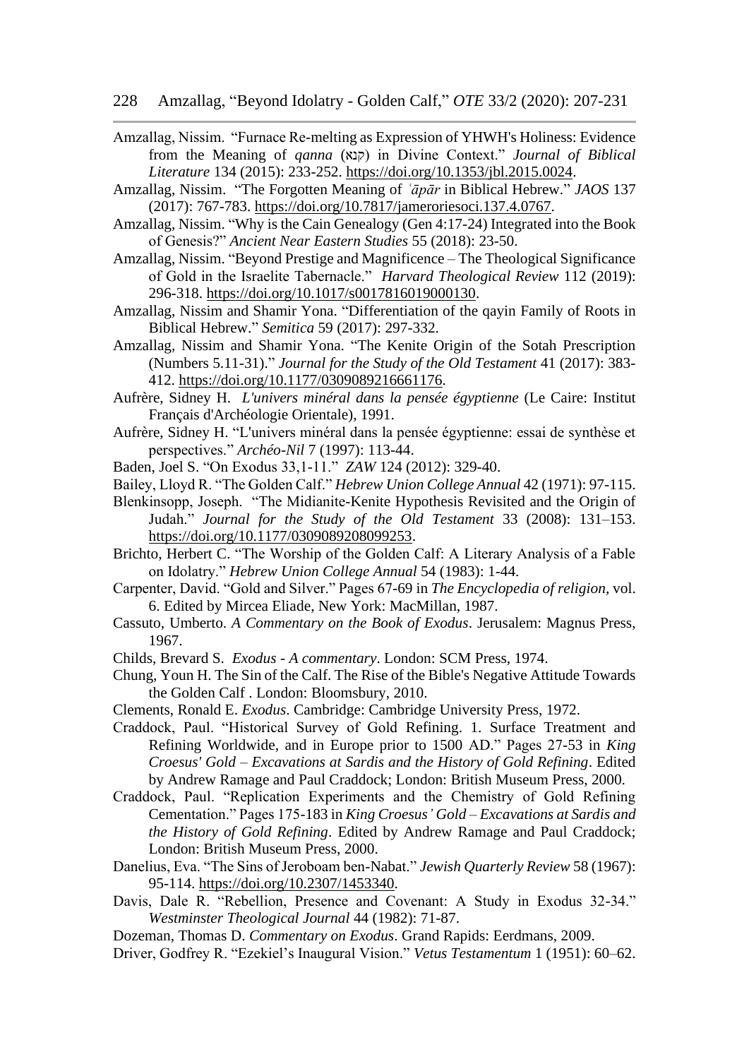Amzallag, Nissim. "Furnace Re-melting as Expression of YHWH's Holiness: Evidence from the Meaning of *qanna* (קנא) in Divine Context." *Journal of Biblical Literature* 134 (2015): 233-252. https://doi.org/10.1353/jbl.2015.0024.

Amzallag, Nissim. "The Forgotten Meaning of *ʿāpār* in Biblical Hebrew." *JAOS* 137 (2017): 767-783. https://doi.org/10.7817/jameroriesoci.137.4.0767.

Amzallag, Nissim. "Why is the Cain Genealogy (Gen 4:17-24) Integrated into the Book of Genesis?" *Ancient Near Eastern Studies* 55 (2018): 23-50.

Amzallag, Nissim. "Beyond Prestige and Magnificence – The Theological Significance of Gold in the Israelite Tabernacle." *Harvard Theological Review* 112 (2019): 296-318. https://doi.org/10.1017/s0017816019000130.

Amzallag, Nissim and Shamir Yona. "Differentiation of the qayin Family of Roots in Biblical Hebrew." *Semitica* 59 (2017): 297-332.

Amzallag, Nissim and Shamir Yona. "The Kenite Origin of the Sotah Prescription (Numbers 5.11-31)." *Journal for the Study of the Old Testament* 41 (2017): 383-412. https://doi.org/10.1177/0309089216661176.

Aufrère, Sidney H. *L'univers minéral dans la pensée égyptienne* (Le Caire: Institut Français d'Archéologie Orientale), 1991.

Aufrère, Sidney H. "L'univers minéral dans la pensée égyptienne: essai de synthèse et perspectives." *Archéo-Nil* 7 (1997): 113-44.

Baden, Joel S. "On Exodus 33,1-11." *ZAW* 124 (2012): 329-40.

Bailey, Lloyd R. "The Golden Calf." *Hebrew Union College Annual* 42 (1971): 97-115.

Blenkinsopp, Joseph. "The Midianite-Kenite Hypothesis Revisited and the Origin of Judah." *Journal for the Study of the Old Testament* 33 (2008): 131–153. https://doi.org/10.1177/0309089208099253.

Brichto, Herbert C. "The Worship of the Golden Calf: A Literary Analysis of a Fable on Idolatry." *Hebrew Union College Annual* 54 (1983): 1-44.

Carpenter, David. "Gold and Silver." Pages 67-69 in *The Encyclopedia of religion*, vol. 6. Edited by Mircea Eliade, New York: MacMillan, 1987.

Cassuto, Umberto. *A Commentary on the Book of Exodus*. Jerusalem: Magnus Press, 1967.

Childs, Brevard S. *Exodus - A commentary*. London: SCM Press, 1974.

Chung, Youn H. The Sin of the Calf. The Rise of the Bible's Negative Attitude Towards the Golden Calf . London: Bloomsbury, 2010.

Clements, Ronald E. *Exodus*. Cambridge: Cambridge University Press, 1972.

Craddock, Paul. "Historical Survey of Gold Refining. 1. Surface Treatment and Refining Worldwide, and in Europe prior to 1500 AD." Pages 27-53 in *King Croesus' Gold – Excavations at Sardis and the History of Gold Refining*. Edited by Andrew Ramage and Paul Craddock; London: British Museum Press, 2000.

Craddock, Paul. "Replication Experiments and the Chemistry of Gold Refining Cementation." Pages 175-183 in *King Croesus' Gold – Excavations at Sardis and the History of Gold Refining*. Edited by Andrew Ramage and Paul Craddock; London: British Museum Press, 2000.

Danelius, Eva. "The Sins of Jeroboam ben-Nabat." *Jewish Quarterly Review* 58 (1967): 95-114. https://doi.org/10.2307/1453340.

Davis, Dale R. "Rebellion, Presence and Covenant: A Study in Exodus 32-34." *Westminster Theological Journal* 44 (1982): 71-87.

Dozeman, Thomas D. *Commentary on Exodus*. Grand Rapids: Eerdmans, 2009.

Driver, Godfrey R. "Ezekiel's Inaugural Vision." *Vetus Testamentum* 1 (1951): 60–62.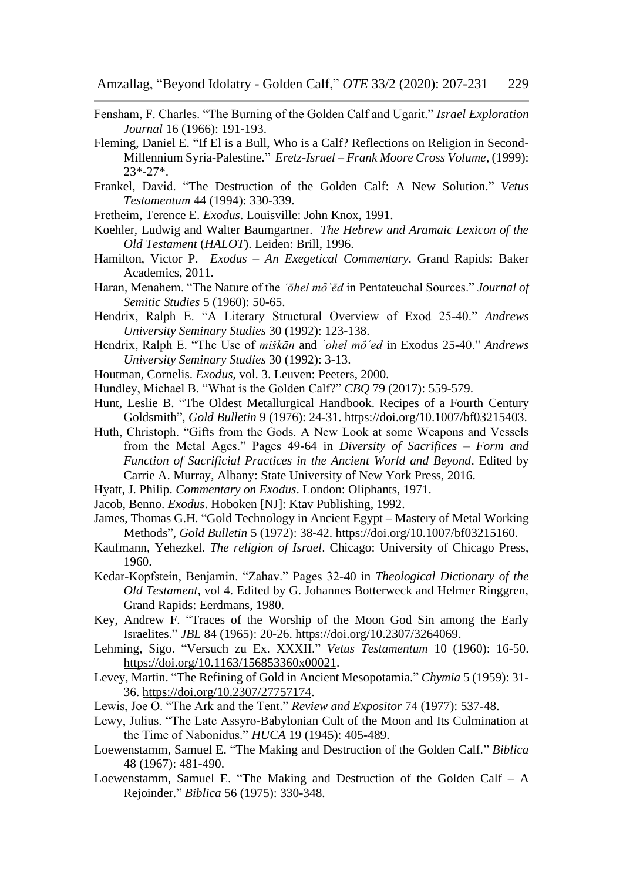Fensham, F. Charles. "The Burning of the Golden Calf and Ugarit." *Israel Exploration Journal* 16 (1966): 191-193.

Fleming, Daniel E. "If El is a Bull, Who is a Calf? Reflections on Religion in Second-Millennium Syria-Palestine." *Eretz-Israel – Frank Moore Cross Volume*, (1999): 23*-27*.

Frankel, David. "The Destruction of the Golden Calf: A New Solution." *Vetus Testamentum* 44 (1994): 330-339.

Fretheim, Terence E. *Exodus*. Louisville: John Knox, 1991.

Koehler, Ludwig and Walter Baumgartner. *The Hebrew and Aramaic Lexicon of the Old Testament* (*HALOT*). Leiden: Brill, 1996.

Hamilton, Victor P. *Exodus – An Exegetical Commentary*. Grand Rapids: Baker Academics, 2011.

Haran, Menahem. "The Nature of the *ʾōhel môʿēd* in Pentateuchal Sources." *Journal of Semitic Studies* 5 (1960): 50-65.

Hendrix, Ralph E. "A Literary Structural Overview of Exod 25-40." *Andrews University Seminary Studies* 30 (1992): 123-138.

Hendrix, Ralph E. "The Use of *miškān* and *ʾohel môʿed* in Exodus 25-40." *Andrews University Seminary Studies* 30 (1992): 3-13.

Houtman, Cornelis. *Exodus*, vol. 3. Leuven: Peeters, 2000.

Hundley, Michael B. "What is the Golden Calf?" *CBQ* 79 (2017): 559-579.

Hunt, Leslie B. "The Oldest Metallurgical Handbook. Recipes of a Fourth Century Goldsmith", *Gold Bulletin* 9 (1976): 24-31. https://doi.org/10.1007/bf03215403.

Huth, Christoph. "Gifts from the Gods. A New Look at some Weapons and Vessels from the Metal Ages." Pages 49-64 in *Diversity of Sacrifices – Form and Function of Sacrificial Practices in the Ancient World and Beyond*. Edited by Carrie A. Murray, Albany: State University of New York Press, 2016.

Hyatt, J. Philip. *Commentary on Exodus*. London: Oliphants, 1971.

Jacob, Benno. *Exodus*. Hoboken [NJ]: Ktav Publishing, 1992.

James, Thomas G.H. "Gold Technology in Ancient Egypt – Mastery of Metal Working Methods", *Gold Bulletin* 5 (1972): 38-42. https://doi.org/10.1007/bf03215160.

Kaufmann, Yehezkel. *The religion of Israel*. Chicago: University of Chicago Press, 1960.

Kedar-Kopfstein, Benjamin. "Zahav." Pages 32-40 in *Theological Dictionary of the Old Testament*, vol 4. Edited by G. Johannes Botterweck and Helmer Ringgren, Grand Rapids: Eerdmans, 1980.

Key, Andrew F. "Traces of the Worship of the Moon God Sin among the Early Israelites." *JBL* 84 (1965): 20-26. https://doi.org/10.2307/3264069.

Lehming, Sigo. "Versuch zu Ex. XXXII." *Vetus Testamentum* 10 (1960): 16-50. https://doi.org/10.1163/156853360x00021.

Levey, Martin. "The Refining of Gold in Ancient Mesopotamia." *Chymia* 5 (1959): 31-36. https://doi.org/10.2307/27757174.

Lewis, Joe O. "The Ark and the Tent." *Review and Expositor* 74 (1977): 537-48.

Lewy, Julius. "The Late Assyro-Babylonian Cult of the Moon and Its Culmination at the Time of Nabonidus." *HUCA* 19 (1945): 405-489.

Loewenstamm, Samuel E. "The Making and Destruction of the Golden Calf." *Biblica* 48 (1967): 481-490.

Loewenstamm, Samuel E. "The Making and Destruction of the Golden Calf – A Rejoinder." *Biblica* 56 (1975): 330-348.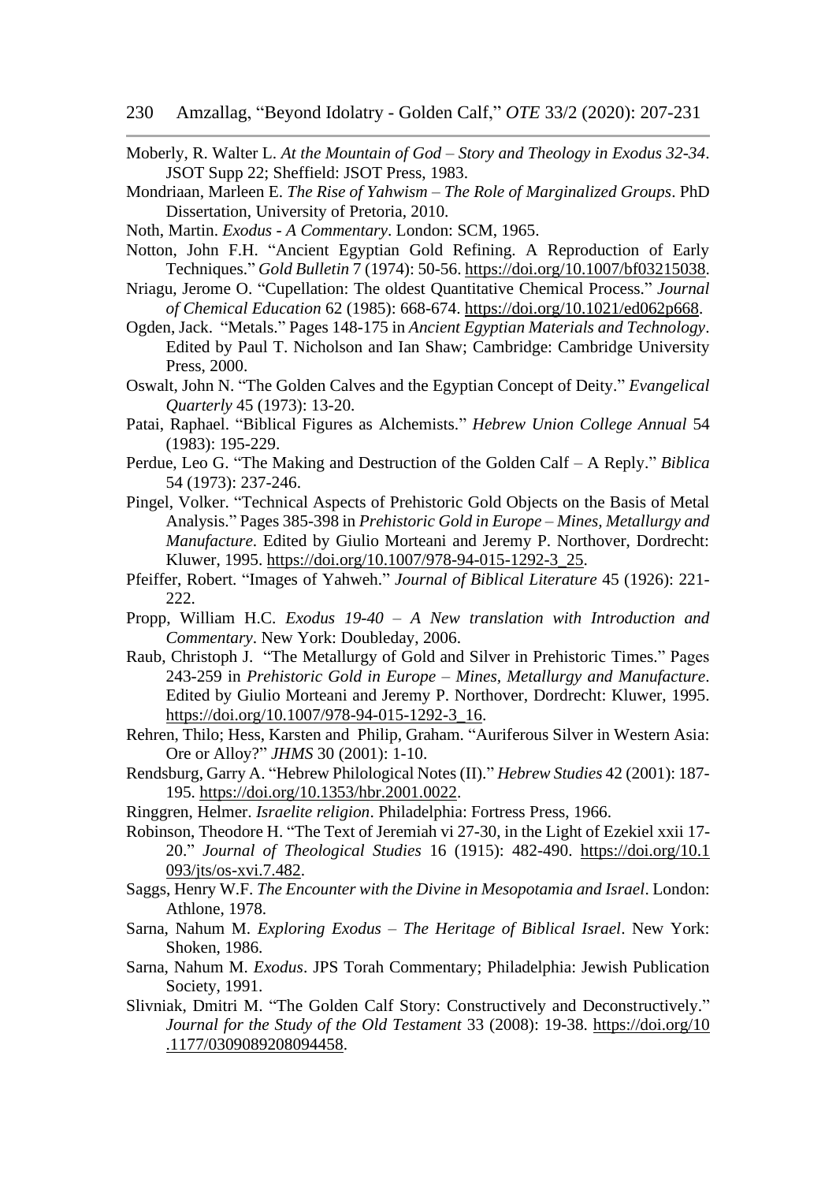Moberly, R. Walter L. *At the Mountain of God – Story and Theology in Exodus 32-34*. JSOT Supp 22; Sheffield: JSOT Press, 1983.

Mondriaan, Marleen E. *The Rise of Yahwism – The Role of Marginalized Groups*. PhD Dissertation, University of Pretoria, 2010.

Noth, Martin. *Exodus - A Commentary*. London: SCM, 1965.

Notton, John F.H. "Ancient Egyptian Gold Refining. A Reproduction of Early Techniques." *Gold Bulletin* 7 (1974): 50-56. https://doi.org/10.1007/bf03215038.

Nriagu, Jerome O. "Cupellation: The oldest Quantitative Chemical Process." *Journal of Chemical Education* 62 (1985): 668-674. https://doi.org/10.1021/ed062p668.

Ogden, Jack. "Metals." Pages 148-175 in *Ancient Egyptian Materials and Technology*. Edited by Paul T. Nicholson and Ian Shaw; Cambridge: Cambridge University Press, 2000.

Oswalt, John N. "The Golden Calves and the Egyptian Concept of Deity." *Evangelical Quarterly* 45 (1973): 13-20.

Patai, Raphael. "Biblical Figures as Alchemists." *Hebrew Union College Annual* 54 (1983): 195-229.

Perdue, Leo G. "The Making and Destruction of the Golden Calf – A Reply." *Biblica* 54 (1973): 237-246.

Pingel, Volker. "Technical Aspects of Prehistoric Gold Objects on the Basis of Metal Analysis." Pages 385-398 in *Prehistoric Gold in Europe – Mines, Metallurgy and Manufacture*. Edited by Giulio Morteani and Jeremy P. Northover, Dordrecht: Kluwer, 1995. https://doi.org/10.1007/978-94-015-1292-3_25.

Pfeiffer, Robert. "Images of Yahweh." *Journal of Biblical Literature* 45 (1926): 221-222.

Propp, William H.C. *Exodus 19-40 – A New translation with Introduction and Commentary*. New York: Doubleday, 2006.

Raub, Christoph J. "The Metallurgy of Gold and Silver in Prehistoric Times." Pages 243-259 in *Prehistoric Gold in Europe – Mines, Metallurgy and Manufacture*. Edited by Giulio Morteani and Jeremy P. Northover, Dordrecht: Kluwer, 1995. https://doi.org/10.1007/978-94-015-1292-3_16.

Rehren, Thilo; Hess, Karsten and Philip, Graham. "Auriferous Silver in Western Asia: Ore or Alloy?" *JHMS* 30 (2001): 1-10.

Rendsburg, Garry A. "Hebrew Philological Notes (II)." *Hebrew Studies* 42 (2001): 187-195. https://doi.org/10.1353/hbr.2001.0022.

Ringgren, Helmer. *Israelite religion*. Philadelphia: Fortress Press, 1966.

Robinson, Theodore H. "The Text of Jeremiah vi 27-30, in the Light of Ezekiel xxii 17-20." *Journal of Theological Studies* 16 (1915): 482-490. https://doi.org/10.1093/jts/os-xvi.7.482.

Saggs, Henry W.F. *The Encounter with the Divine in Mesopotamia and Israel*. London: Athlone, 1978.

Sarna, Nahum M. *Exploring Exodus – The Heritage of Biblical Israel*. New York: Shoken, 1986.

Sarna, Nahum M. *Exodus*. JPS Torah Commentary; Philadelphia: Jewish Publication Society, 1991.

Slivniak, Dmitri M. "The Golden Calf Story: Constructively and Deconstructively." *Journal for the Study of the Old Testament* 33 (2008): 19-38. https://doi.org/10.1177/0309089208094458.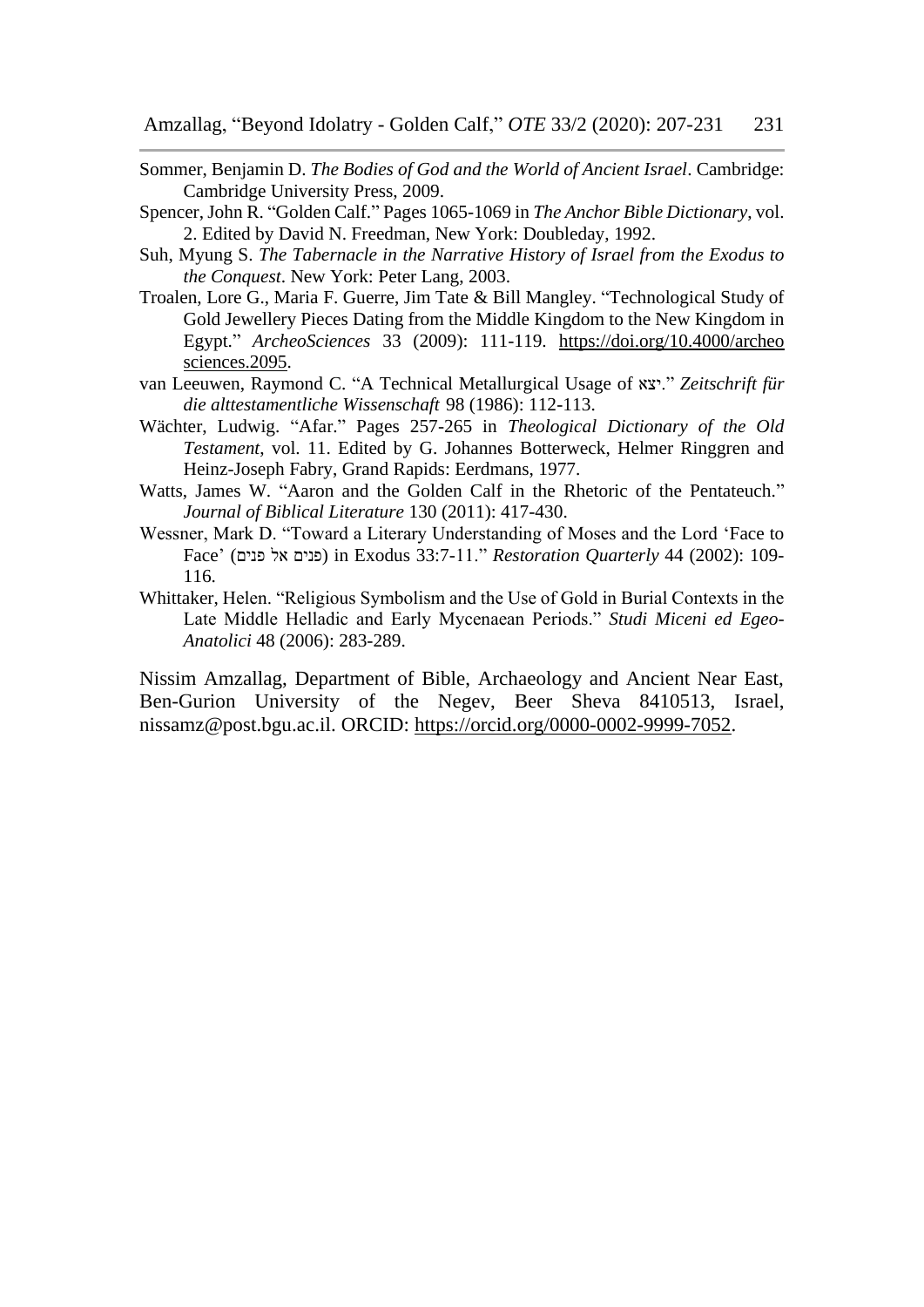Sommer, Benjamin D. *The Bodies of God and the World of Ancient Israel*. Cambridge: Cambridge University Press, 2009.

Spencer, John R. "Golden Calf." Pages 1065-1069 in *The Anchor Bible Dictionary*, vol. 2. Edited by David N. Freedman, New York: Doubleday, 1992.

Suh, Myung S. *The Tabernacle in the Narrative History of Israel from the Exodus to the Conquest*. New York: Peter Lang, 2003.

Troalen, Lore G., Maria F. Guerre, Jim Tate & Bill Mangley. "Technological Study of Gold Jewellery Pieces Dating from the Middle Kingdom to the New Kingdom in Egypt." *ArcheoSciences* 33 (2009): 111-119. https://doi.org/10.4000/archeosciences.2095.

van Leeuwen, Raymond C. "A Technical Metallurgical Usage of יצא." *Zeitschrift für die alttestamentliche Wissenschaft* 98 (1986): 112-113.

Wächter, Ludwig. "Afar." Pages 257-265 in *Theological Dictionary of the Old Testament*, vol. 11. Edited by G. Johannes Botterweck, Helmer Ringgren and Heinz-Joseph Fabry, Grand Rapids: Eerdmans, 1977.

Watts, James W. "Aaron and the Golden Calf in the Rhetoric of the Pentateuch." *Journal of Biblical Literature* 130 (2011): 417-430.

Wessner, Mark D. "Toward a Literary Understanding of Moses and the Lord 'Face to Face' (פנים אל פנים) in Exodus 33:7-11." *Restoration Quarterly* 44 (2002): 109-116.

Whittaker, Helen. "Religious Symbolism and the Use of Gold in Burial Contexts in the Late Middle Helladic and Early Mycenaean Periods." *Studi Miceni ed Egeo-Anatolici* 48 (2006): 283-289.

Nissim Amzallag, Department of Bible, Archaeology and Ancient Near East, Ben-Gurion University of the Negev, Beer Sheva 8410513, Israel, nissamz@post.bgu.ac.il. ORCID: https://orcid.org/0000-0002-9999-7052.